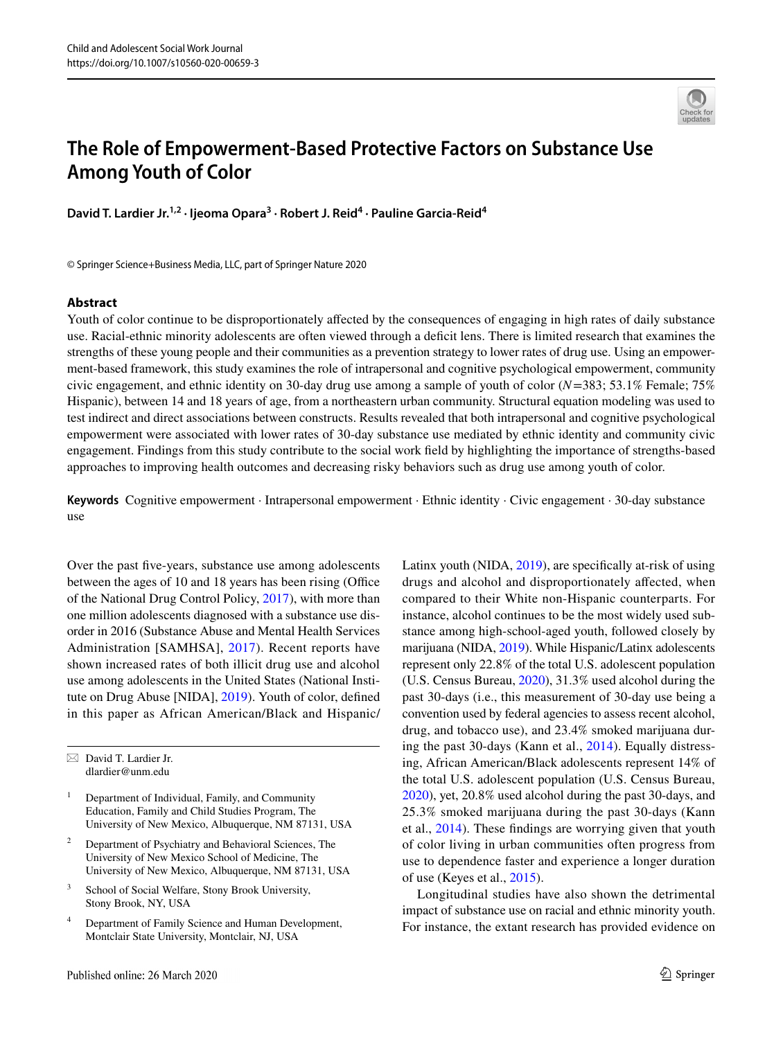# The Role of Empowerment-Based Protective Factors on Substance Use Among Youth of Color

**David T. Lardier Jr.[1,2] · Ijeoma Opara[3] · Robert J. Reid[4] · Pauline Garcia-Reid[4]**

© Springer Science+Business Media, LLC, part of Springer Nature 2020

## Abstract

Youth of color continue to be disproportionately affected by the consequences of engaging in high rates of daily substance use. Racial-ethnic minority adolescents are often viewed through a deficit lens. There is limited research that examines the strengths of these young people and their communities as a prevention strategy to lower rates of drug use. Using an empowerment-based framework, this study examines the role of intrapersonal and cognitive psychological empowerment, community civic engagement, and ethnic identity on 30-day drug use among a sample of youth of color ($N$=383; 53.1% Female; 75% Hispanic), between 14 and 18 years of age, from a northeastern urban community. Structural equation modeling was used to test indirect and direct associations between constructs. Results revealed that both intrapersonal and cognitive psychological empowerment were associated with lower rates of 30-day substance use mediated by ethnic identity and community civic engagement. Findings from this study contribute to the social work field by highlighting the importance of strengths-based approaches to improving health outcomes and decreasing risky behaviors such as drug use among youth of color.

**Keywords** Cognitive empowerment · Intrapersonal empowerment · Ethnic identity · Civic engagement · 30-day substance use

Over the past five-years, substance use among adolescents between the ages of 10 and 18 years has been rising (Office of the National Drug Control Policy, 2017), with more than one million adolescents diagnosed with a substance use disorder in 2016 (Substance Abuse and Mental Health Services Administration [SAMHSA], 2017). Recent reports have shown increased rates of both illicit drug use and alcohol use among adolescents in the United States (National Institute on Drug Abuse [NIDA], 2019). Youth of color, defined in this paper as African American/Black and Hispanic/Latinx youth (NIDA, 2019), are specifically at-risk of using drugs and alcohol and disproportionately affected, when compared to their White non-Hispanic counterparts. For instance, alcohol continues to be the most widely used substance among high-school-aged youth, followed closely by marijuana (NIDA, 2019). While Hispanic/Latinx adolescents represent only 22.8% of the total U.S. adolescent population (U.S. Census Bureau, 2020), 31.3% used alcohol during the past 30-days (i.e., this measurement of 30-day use being a convention used by federal agencies to assess recent alcohol, drug, and tobacco use), and 23.4% smoked marijuana during the past 30-days (Kann et al., 2014). Equally distressing, African American/Black adolescents represent 14% of the total U.S. adolescent population (U.S. Census Bureau, 2020), yet, 20.8% used alcohol during the past 30-days, and 25.3% smoked marijuana during the past 30-days (Kann et al., 2014). These findings are worrying given that youth of color living in urban communities often progress from use to dependence faster and experience a longer duration of use (Keyes et al., 2015).

Longitudinal studies have also shown the detrimental impact of substance use on racial and ethnic minority youth. For instance, the extant research has provided evidence on

---

✉ David T. Lardier Jr.
dlardier@unm.edu

[1] Department of Individual, Family, and Community Education, Family and Child Studies Program, The University of New Mexico, Albuquerque, NM 87131, USA

[2] Department of Psychiatry and Behavioral Sciences, The University of New Mexico School of Medicine, The University of New Mexico, Albuquerque, NM 87131, USA

[3] School of Social Welfare, Stony Brook University, Stony Brook, NY, USA

[4] Department of Family Science and Human Development, Montclair State University, Montclair, NJ, USA

Published online: 26 March 2020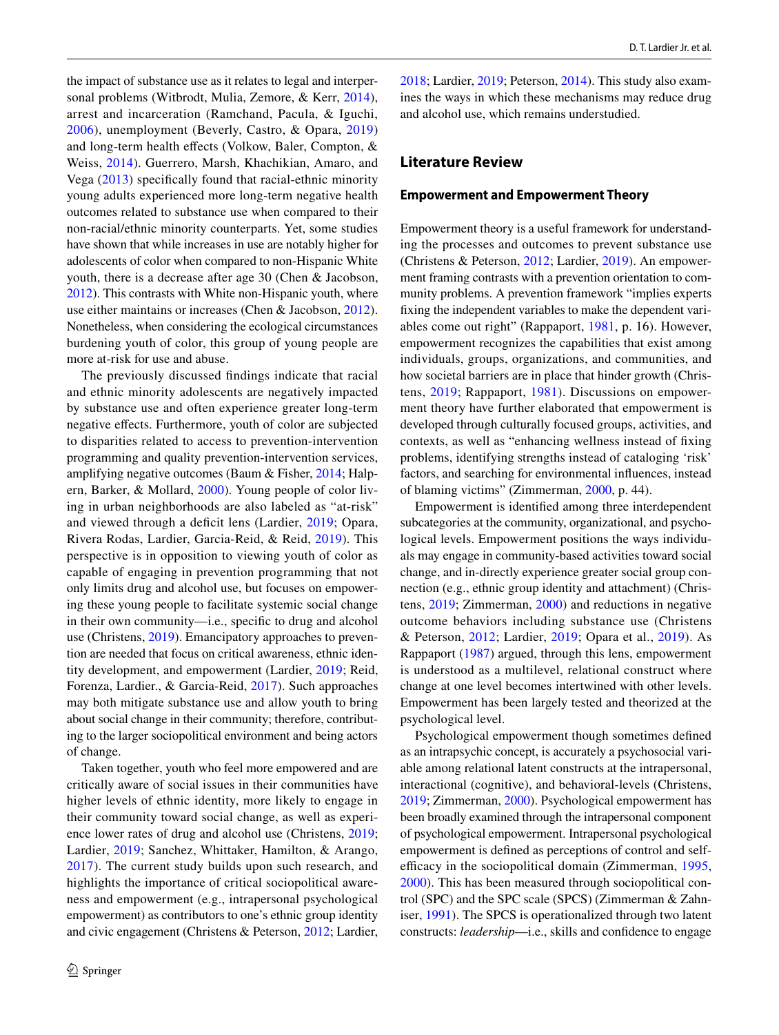the impact of substance use as it relates to legal and interpersonal problems (Witbrodt, Mulia, Zemore, & Kerr, 2014), arrest and incarceration (Ramchand, Pacula, & Iguchi, 2006), unemployment (Beverly, Castro, & Opara, 2019) and long-term health effects (Volkow, Baler, Compton, & Weiss, 2014). Guerrero, Marsh, Khachikian, Amaro, and Vega (2013) specifically found that racial-ethnic minority young adults experienced more long-term negative health outcomes related to substance use when compared to their non-racial/ethnic minority counterparts. Yet, some studies have shown that while increases in use are notably higher for adolescents of color when compared to non-Hispanic White youth, there is a decrease after age 30 (Chen & Jacobson, 2012). This contrasts with White non-Hispanic youth, where use either maintains or increases (Chen & Jacobson, 2012). Nonetheless, when considering the ecological circumstances burdening youth of color, this group of young people are more at-risk for use and abuse.

The previously discussed findings indicate that racial and ethnic minority adolescents are negatively impacted by substance use and often experience greater long-term negative effects. Furthermore, youth of color are subjected to disparities related to access to prevention-intervention programming and quality prevention-intervention services, amplifying negative outcomes (Baum & Fisher, 2014; Halpern, Barker, & Mollard, 2000). Young people of color living in urban neighborhoods are also labeled as "at-risk" and viewed through a deficit lens (Lardier, 2019; Opara, Rivera Rodas, Lardier, Garcia-Reid, & Reid, 2019). This perspective is in opposition to viewing youth of color as capable of engaging in prevention programming that not only limits drug and alcohol use, but focuses on empowering these young people to facilitate systemic social change in their own community—i.e., specific to drug and alcohol use (Christens, 2019). Emancipatory approaches to prevention are needed that focus on critical awareness, ethnic identity development, and empowerment (Lardier, 2019; Reid, Forenza, Lardier., & Garcia-Reid, 2017). Such approaches may both mitigate substance use and allow youth to bring about social change in their community; therefore, contributing to the larger sociopolitical environment and being actors of change.

Taken together, youth who feel more empowered and are critically aware of social issues in their communities have higher levels of ethnic identity, more likely to engage in their community toward social change, as well as experience lower rates of drug and alcohol use (Christens, 2019; Lardier, 2019; Sanchez, Whittaker, Hamilton, & Arango, 2017). The current study builds upon such research, and highlights the importance of critical sociopolitical awareness and empowerment (e.g., intrapersonal psychological empowerment) as contributors to one's ethnic group identity and civic engagement (Christens & Peterson, 2012; Lardier, 2018; Lardier, 2019; Peterson, 2014). This study also examines the ways in which these mechanisms may reduce drug and alcohol use, which remains understudied.

## Literature Review

### Empowerment and Empowerment Theory

Empowerment theory is a useful framework for understanding the processes and outcomes to prevent substance use (Christens & Peterson, 2012; Lardier, 2019). An empowerment framing contrasts with a prevention orientation to community problems. A prevention framework "implies experts fixing the independent variables to make the dependent variables come out right" (Rappaport, 1981, p. 16). However, empowerment recognizes the capabilities that exist among individuals, groups, organizations, and communities, and how societal barriers are in place that hinder growth (Christens, 2019; Rappaport, 1981). Discussions on empowerment theory have further elaborated that empowerment is developed through culturally focused groups, activities, and contexts, as well as "enhancing wellness instead of fixing problems, identifying strengths instead of cataloging 'risk' factors, and searching for environmental influences, instead of blaming victims" (Zimmerman, 2000, p. 44).

Empowerment is identified among three interdependent subcategories at the community, organizational, and psychological levels. Empowerment positions the ways individuals may engage in community-based activities toward social change, and in-directly experience greater social group connection (e.g., ethnic group identity and attachment) (Christens, 2019; Zimmerman, 2000) and reductions in negative outcome behaviors including substance use (Christens & Peterson, 2012; Lardier, 2019; Opara et al., 2019). As Rappaport (1987) argued, through this lens, empowerment is understood as a multilevel, relational construct where change at one level becomes intertwined with other levels. Empowerment has been largely tested and theorized at the psychological level.

Psychological empowerment though sometimes defined as an intrapsychic concept, is accurately a psychosocial variable among relational latent constructs at the intrapersonal, interactional (cognitive), and behavioral-levels (Christens, 2019; Zimmerman, 2000). Psychological empowerment has been broadly examined through the intrapersonal component of psychological empowerment. Intrapersonal psychological empowerment is defined as perceptions of control and self-efficacy in the sociopolitical domain (Zimmerman, 1995, 2000). This has been measured through sociopolitical control (SPC) and the SPC scale (SPCS) (Zimmerman & Zahniser, 1991). The SPCS is operationalized through two latent constructs: *leadership*—i.e., skills and confidence to engage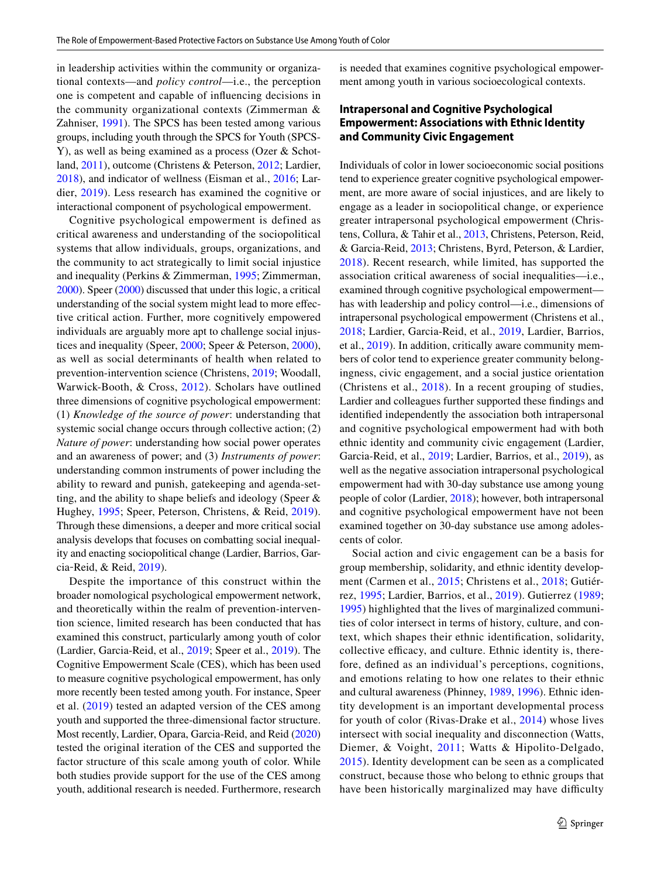in leadership activities within the community or organizational contexts—and *policy control*—i.e., the perception one is competent and capable of influencing decisions in the community organizational contexts (Zimmerman & Zahniser, 1991). The SPCS has been tested among various groups, including youth through the SPCS for Youth (SPCS-Y), as well as being examined as a process (Ozer & Schotland, 2011), outcome (Christens & Peterson, 2012; Lardier, 2018), and indicator of wellness (Eisman et al., 2016; Lardier, 2019). Less research has examined the cognitive or interactional component of psychological empowerment.

Cognitive psychological empowerment is defined as critical awareness and understanding of the sociopolitical systems that allow individuals, groups, organizations, and the community to act strategically to limit social injustice and inequality (Perkins & Zimmerman, 1995; Zimmerman, 2000). Speer (2000) discussed that under this logic, a critical understanding of the social system might lead to more effective critical action. Further, more cognitively empowered individuals are arguably more apt to challenge social injustices and inequality (Speer, 2000; Speer & Peterson, 2000), as well as social determinants of health when related to prevention-intervention science (Christens, 2019; Woodall, Warwick-Booth, & Cross, 2012). Scholars have outlined three dimensions of cognitive psychological empowerment: (1) *Knowledge of the source of power*: understanding that systemic social change occurs through collective action; (2) *Nature of power*: understanding how social power operates and an awareness of power; and (3) *Instruments of power*: understanding common instruments of power including the ability to reward and punish, gatekeeping and agenda-setting, and the ability to shape beliefs and ideology (Speer & Hughey, 1995; Speer, Peterson, Christens, & Reid, 2019). Through these dimensions, a deeper and more critical social analysis develops that focuses on combatting social inequality and enacting sociopolitical change (Lardier, Barrios, Garcia-Reid, & Reid, 2019).

Despite the importance of this construct within the broader nomological psychological empowerment network, and theoretically within the realm of prevention-intervention science, limited research has been conducted that has examined this construct, particularly among youth of color (Lardier, Garcia-Reid, et al., 2019; Speer et al., 2019). The Cognitive Empowerment Scale (CES), which has been used to measure cognitive psychological empowerment, has only more recently been tested among youth. For instance, Speer et al. (2019) tested an adapted version of the CES among youth and supported the three-dimensional factor structure. Most recently, Lardier, Opara, Garcia-Reid, and Reid (2020) tested the original iteration of the CES and supported the factor structure of this scale among youth of color. While both studies provide support for the use of the CES among youth, additional research is needed. Furthermore, research is needed that examines cognitive psychological empowerment among youth in various socioecological contexts.

### Intrapersonal and Cognitive Psychological Empowerment: Associations with Ethnic Identity and Community Civic Engagement

Individuals of color in lower socioeconomic social positions tend to experience greater cognitive psychological empowerment, are more aware of social injustices, and are likely to engage as a leader in sociopolitical change, or experience greater intrapersonal psychological empowerment (Christens, Collura, & Tahir et al., 2013, Christens, Peterson, Reid, & Garcia-Reid, 2013; Christens, Byrd, Peterson, & Lardier, 2018). Recent research, while limited, has supported the association critical awareness of social inequalities—i.e., examined through cognitive psychological empowerment—has with leadership and policy control—i.e., dimensions of intrapersonal psychological empowerment (Christens et al., 2018; Lardier, Garcia-Reid, et al., 2019, Lardier, Barrios, et al., 2019). In addition, critically aware community members of color tend to experience greater community belongingness, civic engagement, and a social justice orientation (Christens et al., 2018). In a recent grouping of studies, Lardier and colleagues further supported these findings and identified independently the association both intrapersonal and cognitive psychological empowerment had with both ethnic identity and community civic engagement (Lardier, Garcia-Reid, et al., 2019; Lardier, Barrios, et al., 2019), as well as the negative association intrapersonal psychological empowerment had with 30-day substance use among young people of color (Lardier, 2018); however, both intrapersonal and cognitive psychological empowerment have not been examined together on 30-day substance use among adolescents of color.

Social action and civic engagement can be a basis for group membership, solidarity, and ethnic identity development (Carmen et al., 2015; Christens et al., 2018; Gutiérrez, 1995; Lardier, Barrios, et al., 2019). Gutierrez (1989; 1995) highlighted that the lives of marginalized communities of color intersect in terms of history, culture, and context, which shapes their ethnic identification, solidarity, collective efficacy, and culture. Ethnic identity is, therefore, defined as an individual's perceptions, cognitions, and emotions relating to how one relates to their ethnic and cultural awareness (Phinney, 1989, 1996). Ethnic identity development is an important developmental process for youth of color (Rivas-Drake et al., 2014) whose lives intersect with social inequality and disconnection (Watts, Diemer, & Voight, 2011; Watts & Hipolito-Delgado, 2015). Identity development can be seen as a complicated construct, because those who belong to ethnic groups that have been historically marginalized may have difficulty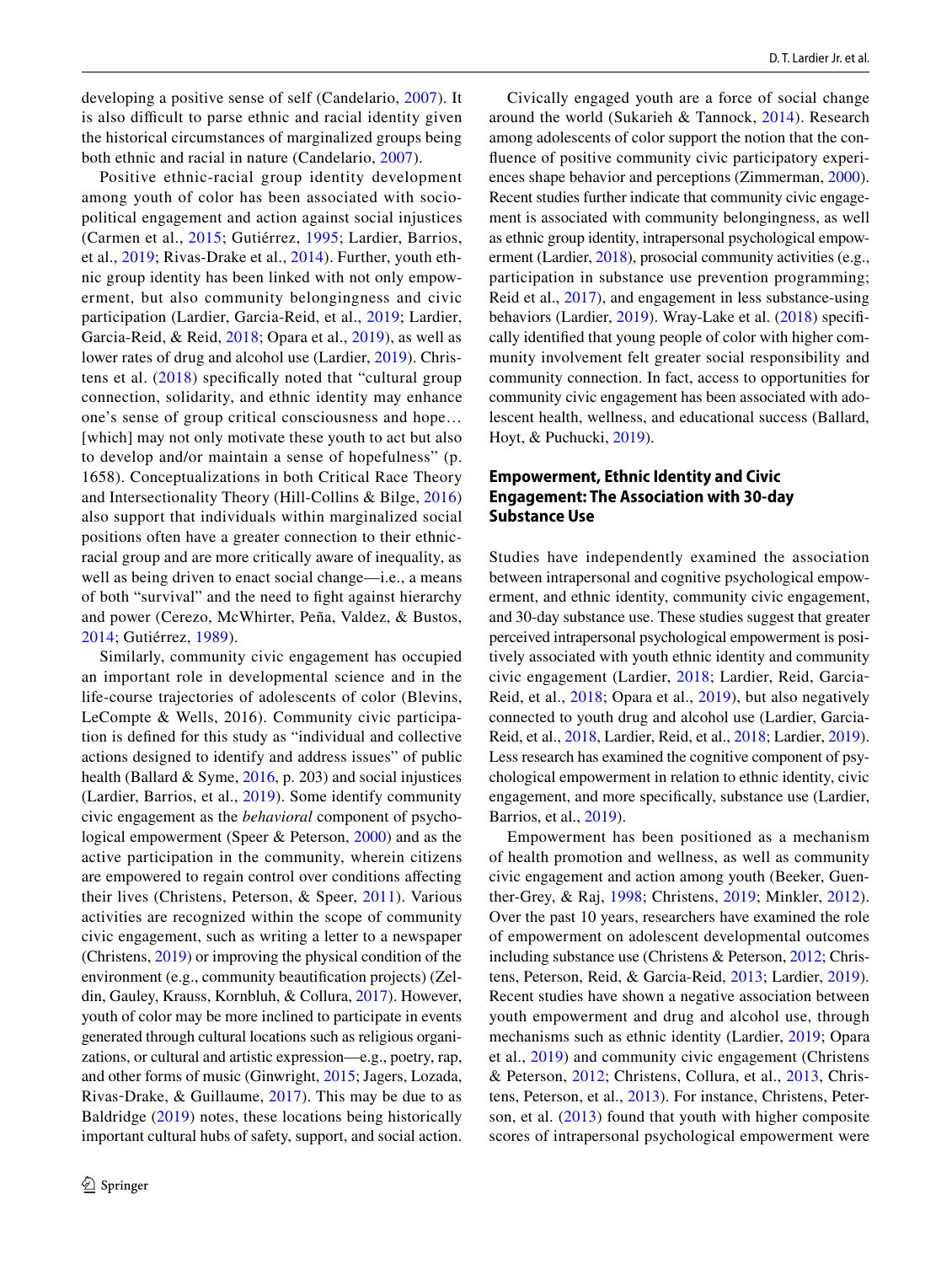developing a positive sense of self (Candelario, 2007). It is also difficult to parse ethnic and racial identity given the historical circumstances of marginalized groups being both ethnic and racial in nature (Candelario, 2007).

Positive ethnic-racial group identity development among youth of color has been associated with sociopolitical engagement and action against social injustices (Carmen et al., 2015; Gutiérrez, 1995; Lardier, Barrios, et al., 2019; Rivas-Drake et al., 2014). Further, youth ethnic group identity has been linked with not only empowerment, but also community belongingness and civic participation (Lardier, Garcia-Reid, et al., 2019; Lardier, Garcia-Reid, & Reid, 2018; Opara et al., 2019), as well as lower rates of drug and alcohol use (Lardier, 2019). Christens et al. (2018) specifically noted that "cultural group connection, solidarity, and ethnic identity may enhance one's sense of group critical consciousness and hope… [which] may not only motivate these youth to act but also to develop and/or maintain a sense of hopefulness" (p. 1658). Conceptualizations in both Critical Race Theory and Intersectionality Theory (Hill-Collins & Bilge, 2016) also support that individuals within marginalized social positions often have a greater connection to their ethnic-racial group and are more critically aware of inequality, as well as being driven to enact social change—i.e., a means of both "survival" and the need to fight against hierarchy and power (Cerezo, McWhirter, Peña, Valdez, & Bustos, 2014; Gutiérrez, 1989).

Similarly, community civic engagement has occupied an important role in developmental science and in the life-course trajectories of adolescents of color (Blevins, LeCompte & Wells, 2016). Community civic participation is defined for this study as "individual and collective actions designed to identify and address issues" of public health (Ballard & Syme, 2016, p. 203) and social injustices (Lardier, Barrios, et al., 2019). Some identify community civic engagement as the *behavioral* component of psychological empowerment (Speer & Peterson, 2000) and as the active participation in the community, wherein citizens are empowered to regain control over conditions affecting their lives (Christens, Peterson, & Speer, 2011). Various activities are recognized within the scope of community civic engagement, such as writing a letter to a newspaper (Christens, 2019) or improving the physical condition of the environment (e.g., community beautification projects) (Zeldin, Gauley, Krauss, Kornbluh, & Collura, 2017). However, youth of color may be more inclined to participate in events generated through cultural locations such as religious organizations, or cultural and artistic expression—e.g., poetry, rap, and other forms of music (Ginwright, 2015; Jagers, Lozada, Rivas-Drake, & Guillaume, 2017). This may be due to as Baldridge (2019) notes, these locations being historically important cultural hubs of safety, support, and social action.

Civically engaged youth are a force of social change around the world (Sukarieh & Tannock, 2014). Research among adolescents of color support the notion that the confluence of positive community civic participatory experiences shape behavior and perceptions (Zimmerman, 2000). Recent studies further indicate that community civic engagement is associated with community belongingness, as well as ethnic group identity, intrapersonal psychological empowerment (Lardier, 2018), prosocial community activities (e.g., participation in substance use prevention programming; Reid et al., 2017), and engagement in less substance-using behaviors (Lardier, 2019). Wray-Lake et al. (2018) specifically identified that young people of color with higher community involvement felt greater social responsibility and community connection. In fact, access to opportunities for community civic engagement has been associated with adolescent health, wellness, and educational success (Ballard, Hoyt, & Puchucki, 2019).

## Empowerment, Ethnic Identity and Civic Engagement: The Association with 30-day Substance Use

Studies have independently examined the association between intrapersonal and cognitive psychological empowerment, and ethnic identity, community civic engagement, and 30-day substance use. These studies suggest that greater perceived intrapersonal psychological empowerment is positively associated with youth ethnic identity and community civic engagement (Lardier, 2018; Lardier, Reid, Garcia-Reid, et al., 2018; Opara et al., 2019), but also negatively connected to youth drug and alcohol use (Lardier, Garcia-Reid, et al., 2018, Lardier, Reid, et al., 2018; Lardier, 2019). Less research has examined the cognitive component of psychological empowerment in relation to ethnic identity, civic engagement, and more specifically, substance use (Lardier, Barrios, et al., 2019).

Empowerment has been positioned as a mechanism of health promotion and wellness, as well as community civic engagement and action among youth (Beeker, Guenther-Grey, & Raj, 1998; Christens, 2019; Minkler, 2012). Over the past 10 years, researchers have examined the role of empowerment on adolescent developmental outcomes including substance use (Christens & Peterson, 2012; Christens, Peterson, Reid, & Garcia-Reid, 2013; Lardier, 2019). Recent studies have shown a negative association between youth empowerment and drug and alcohol use, through mechanisms such as ethnic identity (Lardier, 2019; Opara et al., 2019) and community civic engagement (Christens & Peterson, 2012; Christens, Collura, et al., 2013, Christens, Peterson, et al., 2013). For instance, Christens, Peterson, et al. (2013) found that youth with higher composite scores of intrapersonal psychological empowerment were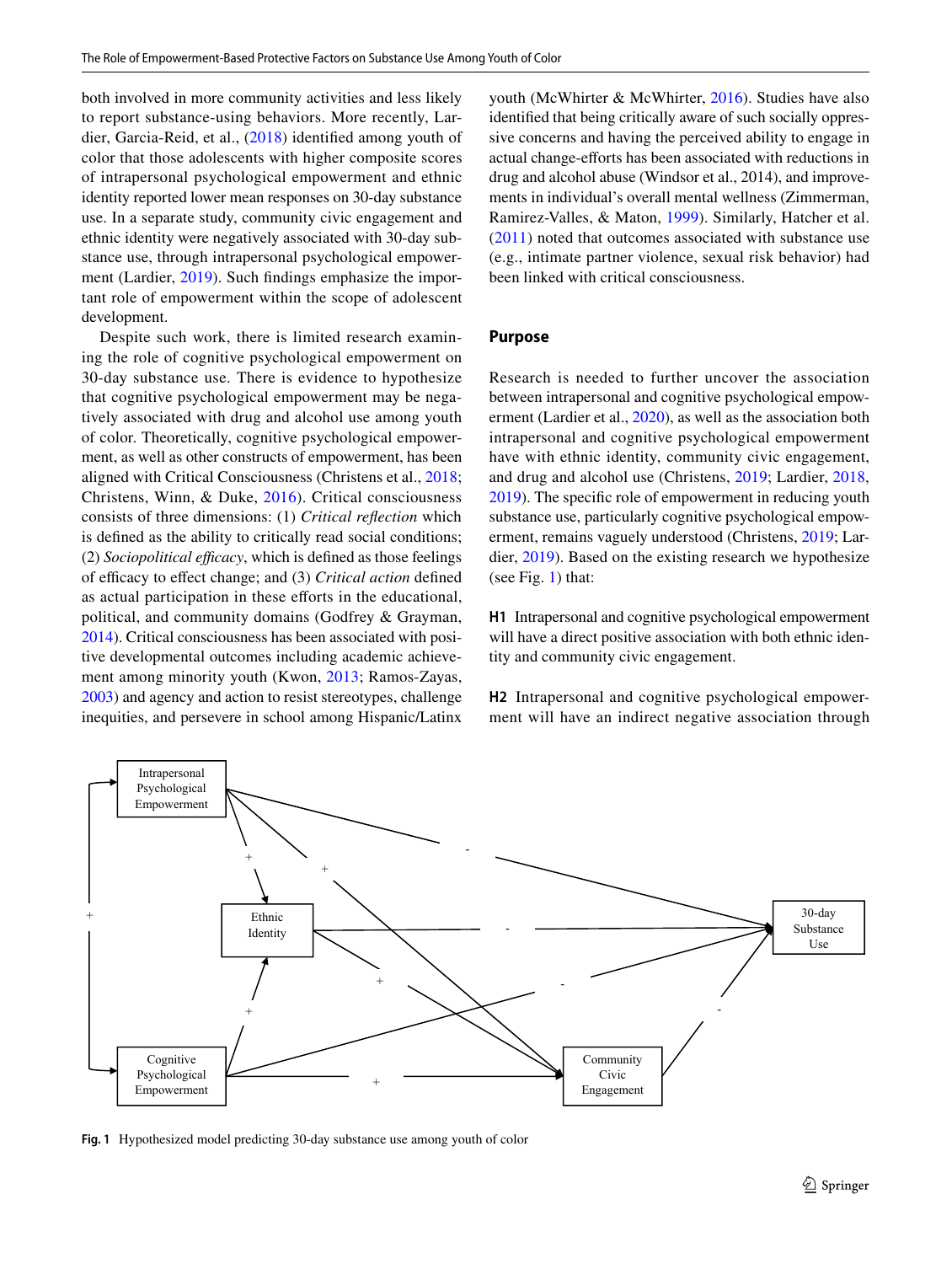both involved in more community activities and less likely to report substance-using behaviors. More recently, Lardier, Garcia-Reid, et al., (2018) identified among youth of color that those adolescents with higher composite scores of intrapersonal psychological empowerment and ethnic identity reported lower mean responses on 30-day substance use. In a separate study, community civic engagement and ethnic identity were negatively associated with 30-day substance use, through intrapersonal psychological empowerment (Lardier, 2019). Such findings emphasize the important role of empowerment within the scope of adolescent development.

Despite such work, there is limited research examining the role of cognitive psychological empowerment on 30-day substance use. There is evidence to hypothesize that cognitive psychological empowerment may be negatively associated with drug and alcohol use among youth of color. Theoretically, cognitive psychological empowerment, as well as other constructs of empowerment, has been aligned with Critical Consciousness (Christens et al., 2018; Christens, Winn, & Duke, 2016). Critical consciousness consists of three dimensions: (1) *Critical reflection* which is defined as the ability to critically read social conditions; (2) *Sociopolitical efficacy*, which is defined as those feelings of efficacy to effect change; and (3) *Critical action* defined as actual participation in these efforts in the educational, political, and community domains (Godfrey & Grayman, 2014). Critical consciousness has been associated with positive developmental outcomes including academic achievement among minority youth (Kwon, 2013; Ramos-Zayas, 2003) and agency and action to resist stereotypes, challenge inequities, and persevere in school among Hispanic/Latinx youth (McWhirter & McWhirter, 2016). Studies have also identified that being critically aware of such socially oppressive concerns and having the perceived ability to engage in actual change-efforts has been associated with reductions in drug and alcohol abuse (Windsor et al., 2014), and improvements in individual's overall mental wellness (Zimmerman, Ramirez-Valles, & Maton, 1999). Similarly, Hatcher et al. (2011) noted that outcomes associated with substance use (e.g., intimate partner violence, sexual risk behavior) had been linked with critical consciousness.

## Purpose

Research is needed to further uncover the association between intrapersonal and cognitive psychological empowerment (Lardier et al., 2020), as well as the association both intrapersonal and cognitive psychological empowerment have with ethnic identity, community civic engagement, and drug and alcohol use (Christens, 2019; Lardier, 2018, 2019). The specific role of empowerment in reducing youth substance use, particularly cognitive psychological empowerment, remains vaguely understood (Christens, 2019; Lardier, 2019). Based on the existing research we hypothesize (see Fig. 1) that:

**H1** Intrapersonal and cognitive psychological empowerment will have a direct positive association with both ethnic identity and community civic engagement.

**H2** Intrapersonal and cognitive psychological empowerment will have an indirect negative association through

**Fig. 1** Hypothesized model predicting 30-day substance use among youth of color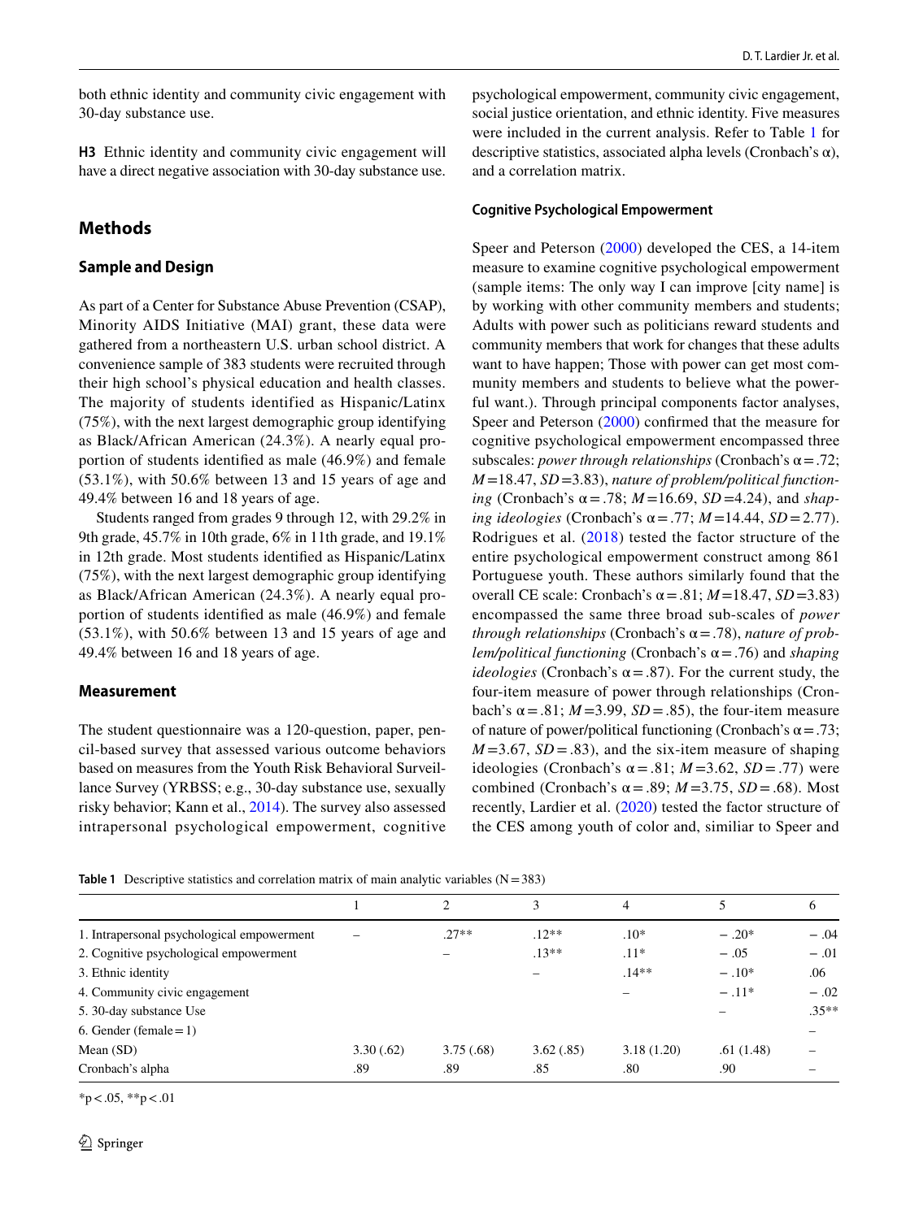both ethnic identity and community civic engagement with 30-day substance use.

**H3** Ethnic identity and community civic engagement will have a direct negative association with 30-day substance use.

## Methods

### Sample and Design

As part of a Center for Substance Abuse Prevention (CSAP), Minority AIDS Initiative (MAI) grant, these data were gathered from a northeastern U.S. urban school district. A convenience sample of 383 students were recruited through their high school's physical education and health classes. The majority of students identified as Hispanic/Latinx (75%), with the next largest demographic group identifying as Black/African American (24.3%). A nearly equal proportion of students identified as male (46.9%) and female (53.1%), with 50.6% between 13 and 15 years of age and 49.4% between 16 and 18 years of age.

Students ranged from grades 9 through 12, with 29.2% in 9th grade, 45.7% in 10th grade, 6% in 11th grade, and 19.1% in 12th grade. Most students identified as Hispanic/Latinx (75%), with the next largest demographic group identifying as Black/African American (24.3%). A nearly equal proportion of students identified as male (46.9%) and female (53.1%), with 50.6% between 13 and 15 years of age and 49.4% between 16 and 18 years of age.

### Measurement

The student questionnaire was a 120-question, paper, pencil-based survey that assessed various outcome behaviors based on measures from the Youth Risk Behavioral Surveillance Survey (YRBSS; e.g., 30-day substance use, sexually risky behavior; Kann et al., 2014). The survey also assessed intrapersonal psychological empowerment, cognitive psychological empowerment, community civic engagement, social justice orientation, and ethnic identity. Five measures were included in the current analysis. Refer to Table 1 for descriptive statistics, associated alpha levels (Cronbach's α), and a correlation matrix.

#### Cognitive Psychological Empowerment

Speer and Peterson (2000) developed the CES, a 14-item measure to examine cognitive psychological empowerment (sample items: The only way I can improve [city name] is by working with other community members and students; Adults with power such as politicians reward students and community members that work for changes that these adults want to have happen; Those with power can get most community members and students to believe what the powerful want.). Through principal components factor analyses, Speer and Peterson (2000) confirmed that the measure for cognitive psychological empowerment encompassed three subscales: *power through relationships* (Cronbach's $\alpha = .72$; $M = 18.47$, $SD = 3.83$), *nature of problem/political functioning* (Cronbach's $\alpha = .78$; $M = 16.69$, $SD = 4.24$), and *shaping ideologies* (Cronbach's $\alpha = .77$; $M = 14.44$, $SD = 2.77$). Rodrigues et al. (2018) tested the factor structure of the entire psychological empowerment construct among 861 Portuguese youth. These authors similarly found that the overall CE scale: Cronbach's $\alpha = .81$; $M = 18.47$, $SD = 3.83$) encompassed the same three broad sub-scales of *power through relationships* (Cronbach's $\alpha = .78$), *nature of problem/political functioning* (Cronbach's $\alpha = .76$) and *shaping ideologies* (Cronbach's $\alpha = .87$). For the current study, the four-item measure of power through relationships (Cronbach's $\alpha = .81$; $M = 3.99$, $SD = .85$), the four-item measure of nature of power/political functioning (Cronbach's $\alpha = .73$; $M = 3.67$, $SD = .83$), and the six-item measure of shaping ideologies (Cronbach's $\alpha = .81$; $M = 3.62$, $SD = .77$) were combined (Cronbach's $\alpha = .89$; $M = 3.75$, $SD = .68$). Most recently, Lardier et al. (2020) tested the factor structure of the CES among youth of color and, similiar to Speer and

**Table 1** Descriptive statistics and correlation matrix of main analytic variables (N = 383)

| | 1 | 2 | 3 | 4 | 5 | 6 |
|---|---|---|---|---|---|---|
| 1. Intrapersonal psychological empowerment | – | .27** | .12** | .10* | − .20* | − .04 |
| 2. Cognitive psychological empowerment | | – | .13** | .11* | − .05 | − .01 |
| 3. Ethnic identity | | | – | .14** | − .10* | .06 |
| 4. Community civic engagement | | | | – | − .11* | − .02 |
| 5. 30-day substance Use | | | | | – | .35** |
| 6. Gender (female = 1) | | | | | | – |
| Mean (SD) | 3.30 (.62) | 3.75 (.68) | 3.62 (.85) | 3.18 (1.20) | .61 (1.48) | – |
| Cronbach's alpha | .89 | .89 | .85 | .80 | .90 | – |

*p < .05, **p < .01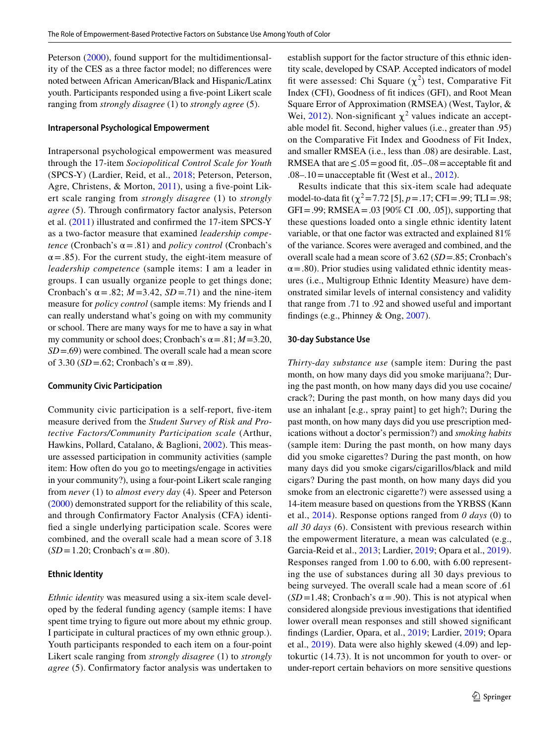Peterson (2000), found support for the multidimentionsality of the CES as a three factor model; no differences were noted between African American/Black and Hispanic/Latinx youth. Participants responded using a five-point Likert scale ranging from *strongly disagree* (1) to *strongly agree* (5).

#### Intrapersonal Psychological Empowerment

Intrapersonal psychological empowerment was measured through the 17-item *Sociopolitical Control Scale for Youth* (SPCS-Y) (Lardier, Reid, et al., 2018; Peterson, Peterson, Agre, Christens, & Morton, 2011), using a five-point Likert scale ranging from *strongly disagree* (1) to *strongly agree* (5). Through confirmatory factor analysis, Peterson et al. (2011) illustrated and confirmed the 17-item SPCS-Y as a two-factor measure that examined *leadership competence* (Cronbach's α = .81) and *policy control* (Cronbach's α = .85). For the current study, the eight-item measure of *leadership competence* (sample items: I am a leader in groups. I can usually organize people to get things done; Cronbach's α = .82; $M$ = 3.42, $SD$ = .71) and the nine-item measure for *policy control* (sample items: My friends and I can really understand what's going on with my community or school. There are many ways for me to have a say in what my community or school does; Cronbach's α = .81; $M$ = 3.20, $SD$ = .69) were combined. The overall scale had a mean score of 3.30 ($SD$ = .62; Cronbach's α = .89).

#### Community Civic Participation

Community civic participation is a self-report, five-item measure derived from the *Student Survey of Risk and Protective Factors/Community Participation scale* (Arthur, Hawkins, Pollard, Catalano, & Baglioni, 2002). This measure assessed participation in community activities (sample item: How often do you go to meetings/engage in activities in your community?), using a four-point Likert scale ranging from *never* (1) to *almost every day* (4). Speer and Peterson (2000) demonstrated support for the reliability of this scale, and through Confirmatory Factor Analysis (CFA) identified a single underlying participation scale. Scores were combined, and the overall scale had a mean score of 3.18 ($SD$ = 1.20; Cronbach's α = .80).

#### Ethnic Identity

*Ethnic identity* was measured using a six-item scale developed by the federal funding agency (sample items: I have spent time trying to figure out more about my ethnic group. I participate in cultural practices of my own ethnic group.). Youth participants responded to each item on a four-point Likert scale ranging from *strongly disagree* (1) to *strongly agree* (5). Confirmatory factor analysis was undertaken to establish support for the factor structure of this ethnic identity scale, developed by CSAP. Accepted indicators of model fit were assessed: Chi Square ($\chi^2$) test, Comparative Fit Index (CFI), Goodness of fit indices (GFI), and Root Mean Square Error of Approximation (RMSEA) (West, Taylor, & Wei, 2012). Non-significant $\chi^2$ values indicate an acceptable model fit. Second, higher values (i.e., greater than .95) on the Comparative Fit Index and Goodness of Fit Index, and smaller RMSEA (i.e., less than .08) are desirable. Last, RMSEA that are ≤ .05 = good fit, .05–.08 = acceptable fit and .08–.10 = unacceptable fit (West et al., 2012).

Results indicate that this six-item scale had adequate model-to-data fit ($\chi^2$ = 7.72 [5], $p$ = .17; CFI = .99; TLI = .98; GFI = .99; RMSEA = .03 [90% CI .00, .05]), supporting that these questions loaded onto a single ethnic identity latent variable, or that one factor was extracted and explained 81% of the variance. Scores were averaged and combined, and the overall scale had a mean score of 3.62 ($SD$ = .85; Cronbach's α = .80). Prior studies using validated ethnic identity measures (i.e., Multigroup Ethnic Identity Measure) have demonstrated similar levels of internal consistency and validity that range from .71 to .92 and showed useful and important findings (e.g., Phinney & Ong, 2007).

#### 30-day Substance Use

*Thirty-day substance use* (sample item: During the past month, on how many days did you smoke marijuana?; During the past month, on how many days did you use cocaine/crack?; During the past month, on how many days did you use an inhalant [e.g., spray paint] to get high?; During the past month, on how many days did you use prescription medications without a doctor's permission?) and *smoking habits* (sample item: During the past month, on how many days did you smoke cigarettes? During the past month, on how many days did you smoke cigars/cigarillos/black and mild cigars? During the past month, on how many days did you smoke from an electronic cigarette?) were assessed using a 14-item measure based on questions from the YRBSS (Kann et al., 2014). Response options ranged from *0 days* (0) to *all 30 days* (6). Consistent with previous research within the empowerment literature, a mean was calculated (e.g., Garcia-Reid et al., 2013; Lardier, 2019; Opara et al., 2019). Responses ranged from 1.00 to 6.00, with 6.00 representing the use of substances during all 30 days previous to being surveyed. The overall scale had a mean score of .61 ($SD$ = 1.48; Cronbach's α = .90). This is not atypical when considered alongside previous investigations that identified lower overall mean responses and still showed significant findings (Lardier, Opara, et al., 2019; Lardier, 2019; Opara et al., 2019). Data were also highly skewed (4.09) and leptokurtic (14.73). It is not uncommon for youth to over- or under-report certain behaviors on more sensitive questions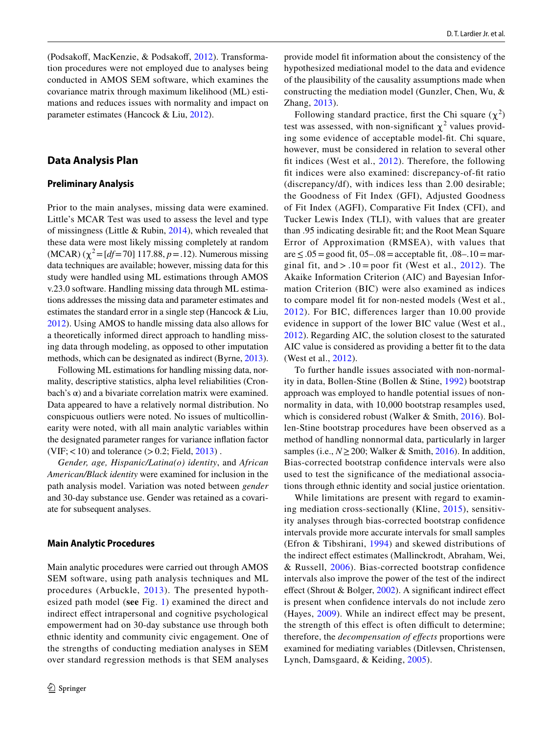(Podsakoff, MacKenzie, & Podsakoff, 2012). Transformation procedures were not employed due to analyses being conducted in AMOS SEM software, which examines the covariance matrix through maximum likelihood (ML) estimations and reduces issues with normality and impact on parameter estimates (Hancock & Liu, 2012).

## Data Analysis Plan

### Preliminary Analysis

Prior to the main analyses, missing data were examined. Little's MCAR Test was used to assess the level and type of missingness (Little & Rubin, 2014), which revealed that these data were most likely missing completely at random (MCAR) ($\chi^2 = [df = 70]$ 117.88, $p = .12$). Numerous missing data techniques are available; however, missing data for this study were handled using ML estimations through AMOS v.23.0 software. Handling missing data through ML estimations addresses the missing data and parameter estimates and estimates the standard error in a single step (Hancock & Liu, 2012). Using AMOS to handle missing data also allows for a theoretically informed direct approach to handling missing data through modeling, as opposed to other imputation methods, which can be designated as indirect (Byrne, 2013).

Following ML estimations for handling missing data, normality, descriptive statistics, alpha level reliabilities (Cronbach's α) and a bivariate correlation matrix were examined. Data appeared to have a relatively normal distribution. No conspicuous outliers were noted. No issues of multicollinearity were noted, with all main analytic variables within the designated parameter ranges for variance inflation factor (VIF; $< 10$) and tolerance ($> 0.2$; Field, 2013) .

*Gender, age, Hispanic/Latina(o) identity*, and *African American/Black identity* were examined for inclusion in the path analysis model. Variation was noted between *gender* and 30-day substance use. Gender was retained as a covariate for subsequent analyses.

### Main Analytic Procedures

Main analytic procedures were carried out through AMOS SEM software, using path analysis techniques and ML procedures (Arbuckle, 2013). The presented hypothesized path model (**see** Fig. 1) examined the direct and indirect effect intrapersonal and cognitive psychological empowerment had on 30-day substance use through both ethnic identity and community civic engagement. One of the strengths of conducting mediation analyses in SEM over standard regression methods is that SEM analyses provide model fit information about the consistency of the hypothesized mediational model to the data and evidence of the plausibility of the causality assumptions made when constructing the mediation model (Gunzler, Chen, Wu, & Zhang, 2013).

Following standard practice, first the Chi square ($\chi^2$) test was assessed, with non-significant $\chi^2$ values providing some evidence of acceptable model-fit. Chi square, however, must be considered in relation to several other fit indices (West et al., 2012). Therefore, the following fit indices were also examined: discrepancy-of-fit ratio (discrepancy/df), with indices less than 2.00 desirable; the Goodness of Fit Index (GFI), Adjusted Goodness of Fit Index (AGFI), Comparative Fit Index (CFI), and Tucker Lewis Index (TLI), with values that are greater than .95 indicating desirable fit; and the Root Mean Square Error of Approximation (RMSEA), with values that are $\leq .05 =$ good fit, 05–.08 = acceptable fit, .08–.10 = marginal fit, and $> .10 =$ poor fit (West et al., 2012). The Akaike Information Criterion (AIC) and Bayesian Information Criterion (BIC) were also examined as indices to compare model fit for non-nested models (West et al., 2012). For BIC, differences larger than 10.00 provide evidence in support of the lower BIC value (West et al., 2012). Regarding AIC, the solution closest to the saturated AIC value is considered as providing a better fit to the data (West et al., 2012).

To further handle issues associated with non-normality in data, Bollen-Stine (Bollen & Stine, 1992) bootstrap approach was employed to handle potential issues of non-normality in data, with 10,000 bootstrap resamples used, which is considered robust (Walker & Smith, 2016). Bollen-Stine bootstrap procedures have been observed as a method of handling nonnormal data, particularly in larger samples (i.e., $N \geq 200$; Walker & Smith, 2016). In addition, Bias-corrected bootstrap confidence intervals were also used to test the significance of the mediational associations through ethnic identity and social justice orientation.

While limitations are present with regard to examining mediation cross-sectionally (Kline, 2015), sensitivity analyses through bias-corrected bootstrap confidence intervals provide more accurate intervals for small samples (Efron & Tibshirani, 1994) and skewed distributions of the indirect effect estimates (Mallinckrodt, Abraham, Wei, & Russell, 2006). Bias-corrected bootstrap confidence intervals also improve the power of the test of the indirect effect (Shrout & Bolger, 2002). A significant indirect effect is present when confidence intervals do not include zero (Hayes, 2009). While an indirect effect may be present, the strength of this effect is often difficult to determine; therefore, the *decompensation of effects* proportions were examined for mediating variables (Ditlevsen, Christensen, Lynch, Damsgaard, & Keiding, 2005).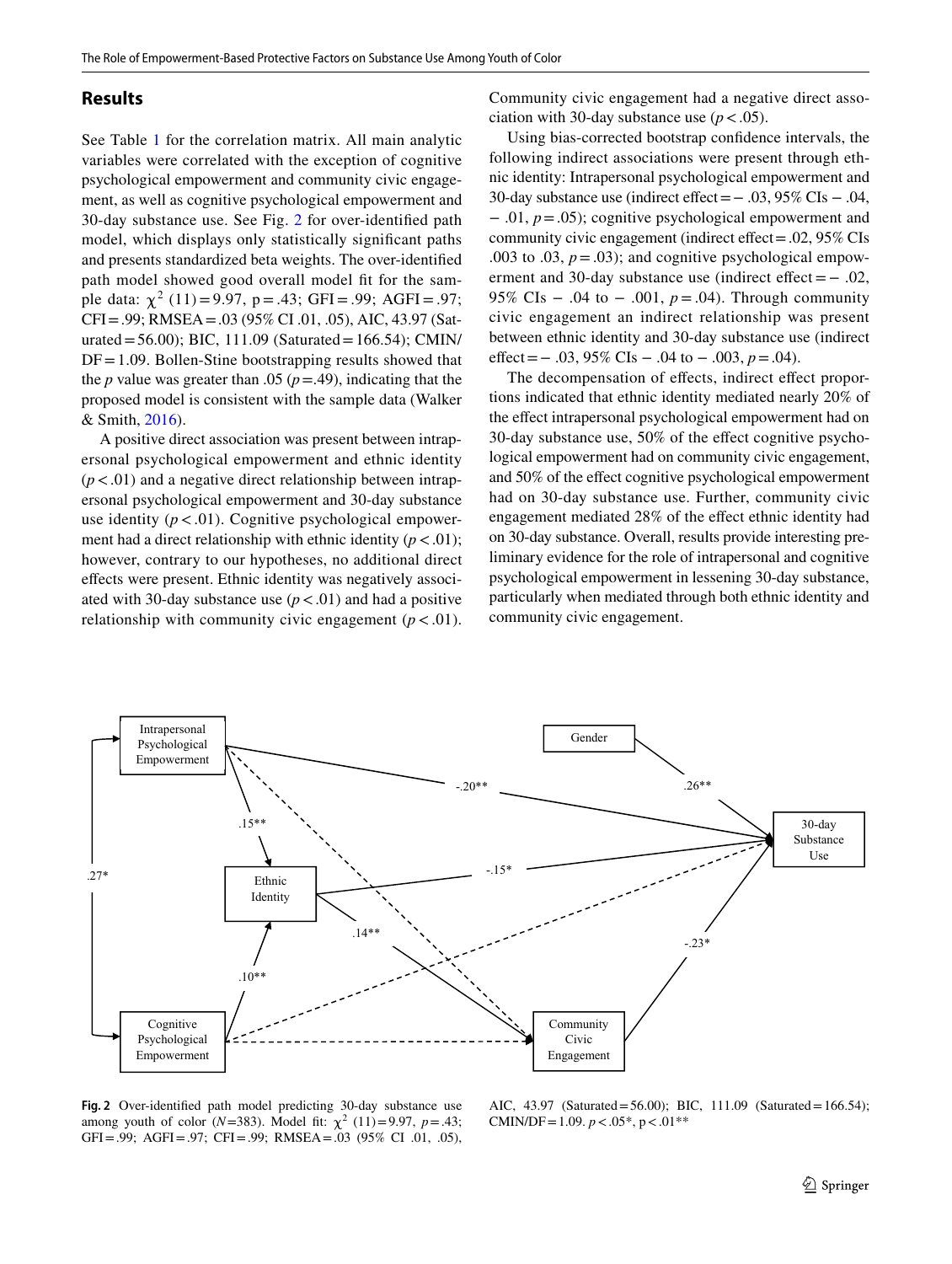## Results

See Table 1 for the correlation matrix. All main analytic variables were correlated with the exception of cognitive psychological empowerment and community civic engagement, as well as cognitive psychological empowerment and 30-day substance use. See Fig. 2 for over-identified path model, which displays only statistically significant paths and presents standardized beta weights. The over-identified path model showed good overall model fit for the sample data: $\chi^2$ (11) = 9.97, p = .43; GFI = .99; AGFI = .97; CFI = .99; RMSEA = .03 (95% CI .01, .05), AIC, 43.97 (Saturated = 56.00); BIC, 111.09 (Saturated = 166.54); CMIN/DF = 1.09. Bollen-Stine bootstrapping results showed that the *p* value was greater than .05 (*p* = .49), indicating that the proposed model is consistent with the sample data (Walker & Smith, 2016).

A positive direct association was present between intrapersonal psychological empowerment and ethnic identity ($p < .01$) and a negative direct relationship between intrapersonal psychological empowerment and 30-day substance use identity ($p < .01$). Cognitive psychological empowerment had a direct relationship with ethnic identity ($p < .01$); however, contrary to our hypotheses, no additional direct effects were present. Ethnic identity was negatively associated with 30-day substance use ($p < .01$) and had a positive relationship with community civic engagement ($p < .01$). Community civic engagement had a negative direct association with 30-day substance use ($p < .05$).

Using bias-corrected bootstrap confidence intervals, the following indirect associations were present through ethnic identity: Intrapersonal psychological empowerment and 30-day substance use (indirect effect = − .03, 95% CIs − .04, − .01, *p* = .05); cognitive psychological empowerment and community civic engagement (indirect effect = .02, 95% CIs .003 to .03, *p* = .03); and cognitive psychological empowerment and 30-day substance use (indirect effect = − .02, 95% CIs − .04 to − .001, *p* = .04). Through community civic engagement an indirect relationship was present between ethnic identity and 30-day substance use (indirect effect = − .03, 95% CIs − .04 to − .003, *p* = .04).

The decompensation of effects, indirect effect proportions indicated that ethnic identity mediated nearly 20% of the effect intrapersonal psychological empowerment had on 30-day substance use, 50% of the effect cognitive psychological empowerment had on community civic engagement, and 50% of the effect cognitive psychological empowerment had on 30-day substance use. Further, community civic engagement mediated 28% of the effect ethnic identity had on 30-day substance. Overall, results provide interesting preliminary evidence for the role of intrapersonal and cognitive psychological empowerment in lessening 30-day substance, particularly when mediated through both ethnic identity and community civic engagement.

**Fig. 2** Over-identified path model predicting 30-day substance use among youth of color (*N* = 383). Model fit: $\chi^2$ (11) = 9.97, *p* = .43; GFI = .99; AGFI = .97; CFI = .99; RMSEA = .03 (95% CI .01, .05), AIC, 43.97 (Saturated = 56.00); BIC, 111.09 (Saturated = 166.54); CMIN/DF = 1.09. $p < .05$*, $p < .01$**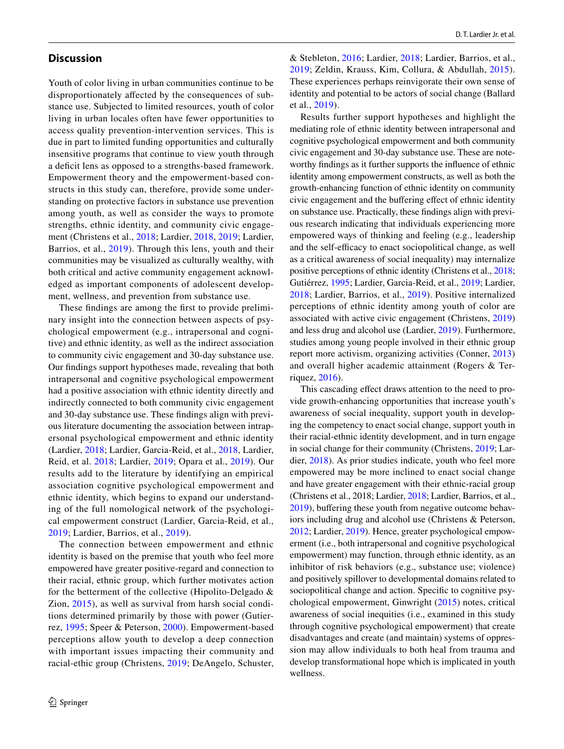## Discussion

Youth of color living in urban communities continue to be disproportionately affected by the consequences of substance use. Subjected to limited resources, youth of color living in urban locales often have fewer opportunities to access quality prevention-intervention services. This is due in part to limited funding opportunities and culturally insensitive programs that continue to view youth through a deficit lens as opposed to a strengths-based framework. Empowerment theory and the empowerment-based constructs in this study can, therefore, provide some understanding on protective factors in substance use prevention among youth, as well as consider the ways to promote strengths, ethnic identity, and community civic engagement (Christens et al., 2018; Lardier, 2018, 2019; Lardier, Barrios, et al., 2019). Through this lens, youth and their communities may be visualized as culturally wealthy, with both critical and active community engagement acknowledged as important components of adolescent development, wellness, and prevention from substance use.

These findings are among the first to provide preliminary insight into the connection between aspects of psychological empowerment (e.g., intrapersonal and cognitive) and ethnic identity, as well as the indirect association to community civic engagement and 30-day substance use. Our findings support hypotheses made, revealing that both intrapersonal and cognitive psychological empowerment had a positive association with ethnic identity directly and indirectly connected to both community civic engagement and 30-day substance use. These findings align with previous literature documenting the association between intrapersonal psychological empowerment and ethnic identity (Lardier, 2018; Lardier, Garcia-Reid, et al., 2018, Lardier, Reid, et al. 2018; Lardier, 2019; Opara et al., 2019). Our results add to the literature by identifying an empirical association cognitive psychological empowerment and ethnic identity, which begins to expand our understanding of the full nomological network of the psychological empowerment construct (Lardier, Garcia-Reid, et al., 2019; Lardier, Barrios, et al., 2019).

The connection between empowerment and ethnic identity is based on the premise that youth who feel more empowered have greater positive-regard and connection to their racial, ethnic group, which further motivates action for the betterment of the collective (Hipolito-Delgado & Zion, 2015), as well as survival from harsh social conditions determined primarily by those with power (Gutierrez, 1995; Speer & Peterson, 2000). Empowerment-based perceptions allow youth to develop a deep connection with important issues impacting their community and racial-ethic group (Christens, 2019; DeAngelo, Schuster, & Stebleton, 2016; Lardier, 2018; Lardier, Barrios, et al., 2019; Zeldin, Krauss, Kim, Collura, & Abdullah, 2015). These experiences perhaps reinvigorate their own sense of identity and potential to be actors of social change (Ballard et al., 2019).

Results further support hypotheses and highlight the mediating role of ethnic identity between intrapersonal and cognitive psychological empowerment and both community civic engagement and 30-day substance use. These are noteworthy findings as it further supports the influence of ethnic identity among empowerment constructs, as well as both the growth-enhancing function of ethnic identity on community civic engagement and the buffering effect of ethnic identity on substance use. Practically, these findings align with previous research indicating that individuals experiencing more empowered ways of thinking and feeling (e.g., leadership and the self-efficacy to enact sociopolitical change, as well as a critical awareness of social inequality) may internalize positive perceptions of ethnic identity (Christens et al., 2018; Gutiérrez, 1995; Lardier, Garcia-Reid, et al., 2019; Lardier, 2018; Lardier, Barrios, et al., 2019). Positive internalized perceptions of ethnic identity among youth of color are associated with active civic engagement (Christens, 2019) and less drug and alcohol use (Lardier, 2019). Furthermore, studies among young people involved in their ethnic group report more activism, organizing activities (Conner, 2013) and overall higher academic attainment (Rogers & Terriquez, 2016).

This cascading effect draws attention to the need to provide growth-enhancing opportunities that increase youth's awareness of social inequality, support youth in developing the competency to enact social change, support youth in their racial-ethnic identity development, and in turn engage in social change for their community (Christens, 2019; Lardier, 2018). As prior studies indicate, youth who feel more empowered may be more inclined to enact social change and have greater engagement with their ethnic-racial group (Christens et al., 2018; Lardier, 2018; Lardier, Barrios, et al., 2019), buffering these youth from negative outcome behaviors including drug and alcohol use (Christens & Peterson, 2012; Lardier, 2019). Hence, greater psychological empowerment (i.e., both intrapersonal and cognitive psychological empowerment) may function, through ethnic identity, as an inhibitor of risk behaviors (e.g., substance use; violence) and positively spillover to developmental domains related to sociopolitical change and action. Specific to cognitive psychological empowerment, Ginwright (2015) notes, critical awareness of social inequities (i.e., examined in this study through cognitive psychological empowerment) that create disadvantages and create (and maintain) systems of oppression may allow individuals to both heal from trauma and develop transformational hope which is implicated in youth wellness.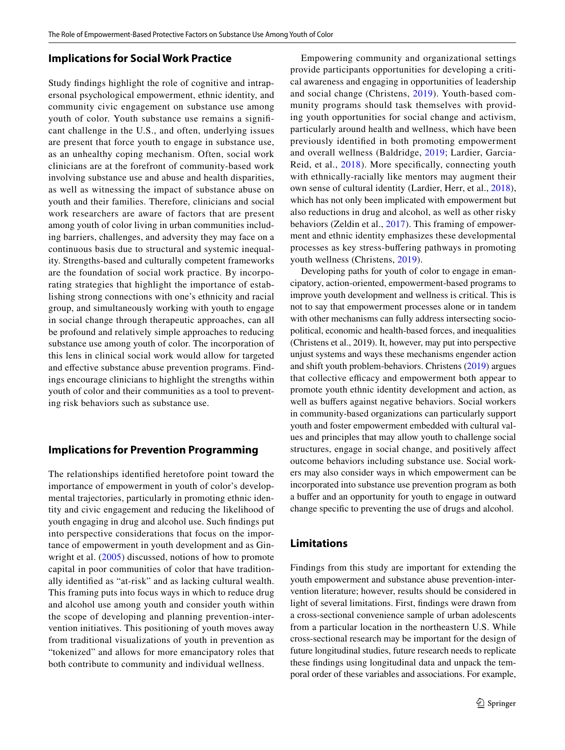## Implications for Social Work Practice

Study findings highlight the role of cognitive and intrapersonal psychological empowerment, ethnic identity, and community civic engagement on substance use among youth of color. Youth substance use remains a significant challenge in the U.S., and often, underlying issues are present that force youth to engage in substance use, as an unhealthy coping mechanism. Often, social work clinicians are at the forefront of community-based work involving substance use and abuse and health disparities, as well as witnessing the impact of substance abuse on youth and their families. Therefore, clinicians and social work researchers are aware of factors that are present among youth of color living in urban communities including barriers, challenges, and adversity they may face on a continuous basis due to structural and systemic inequality. Strengths-based and culturally competent frameworks are the foundation of social work practice. By incorporating strategies that highlight the importance of establishing strong connections with one's ethnicity and racial group, and simultaneously working with youth to engage in social change through therapeutic approaches, can all be profound and relatively simple approaches to reducing substance use among youth of color. The incorporation of this lens in clinical social work would allow for targeted and effective substance abuse prevention programs. Findings encourage clinicians to highlight the strengths within youth of color and their communities as a tool to preventing risk behaviors such as substance use.

## Implications for Prevention Programming

The relationships identified heretofore point toward the importance of empowerment in youth of color's developmental trajectories, particularly in promoting ethnic identity and civic engagement and reducing the likelihood of youth engaging in drug and alcohol use. Such findings put into perspective considerations that focus on the importance of empowerment in youth development and as Ginwright et al. (2005) discussed, notions of how to promote capital in poor communities of color that have traditionally identified as "at-risk" and as lacking cultural wealth. This framing puts into focus ways in which to reduce drug and alcohol use among youth and consider youth within the scope of developing and planning prevention-intervention initiatives. This positioning of youth moves away from traditional visualizations of youth in prevention as "tokenized" and allows for more emancipatory roles that both contribute to community and individual wellness.

Empowering community and organizational settings provide participants opportunities for developing a critical awareness and engaging in opportunities of leadership and social change (Christens, 2019). Youth-based community programs should task themselves with providing youth opportunities for social change and activism, particularly around health and wellness, which have been previously identified in both promoting empowerment and overall wellness (Baldridge, 2019; Lardier, Garcia-Reid, et al., 2018). More specifically, connecting youth with ethnically-racially like mentors may augment their own sense of cultural identity (Lardier, Herr, et al., 2018), which has not only been implicated with empowerment but also reductions in drug and alcohol, as well as other risky behaviors (Zeldin et al., 2017). This framing of empowerment and ethnic identity emphasizes these developmental processes as key stress-buffering pathways in promoting youth wellness (Christens, 2019).

Developing paths for youth of color to engage in emancipatory, action-oriented, empowerment-based programs to improve youth development and wellness is critical. This is not to say that empowerment processes alone or in tandem with other mechanisms can fully address intersecting socio-political, economic and health-based forces, and inequalities (Christens et al., 2019). It, however, may put into perspective unjust systems and ways these mechanisms engender action and shift youth problem-behaviors. Christens (2019) argues that collective efficacy and empowerment both appear to promote youth ethnic identity development and action, as well as buffers against negative behaviors. Social workers in community-based organizations can particularly support youth and foster empowerment embedded with cultural values and principles that may allow youth to challenge social structures, engage in social change, and positively affect outcome behaviors including substance use. Social workers may also consider ways in which empowerment can be incorporated into substance use prevention program as both a buffer and an opportunity for youth to engage in outward change specific to preventing the use of drugs and alcohol.

## Limitations

Findings from this study are important for extending the youth empowerment and substance abuse prevention-intervention literature; however, results should be considered in light of several limitations. First, findings were drawn from a cross-sectional convenience sample of urban adolescents from a particular location in the northeastern U.S. While cross-sectional research may be important for the design of future longitudinal studies, future research needs to replicate these findings using longitudinal data and unpack the temporal order of these variables and associations. For example,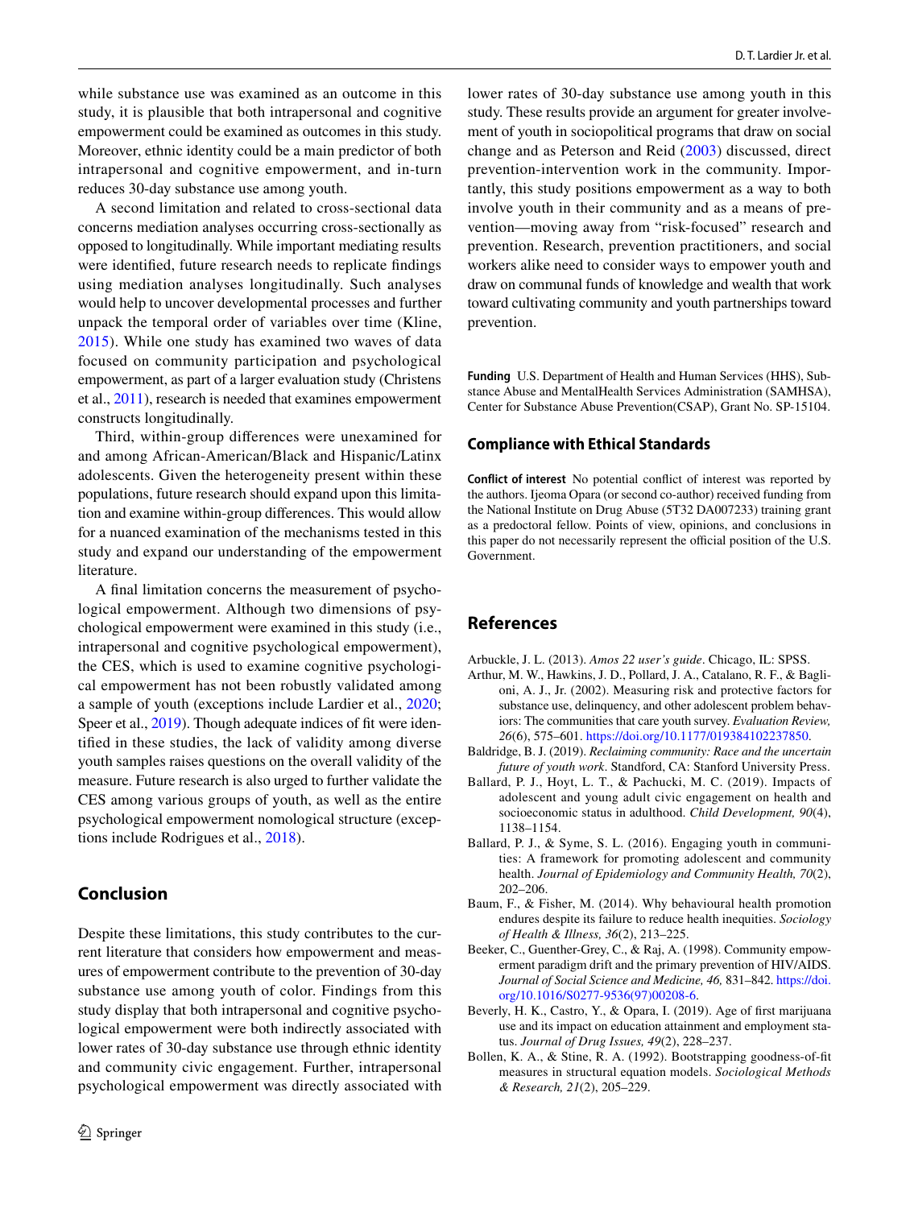while substance use was examined as an outcome in this study, it is plausible that both intrapersonal and cognitive empowerment could be examined as outcomes in this study. Moreover, ethnic identity could be a main predictor of both intrapersonal and cognitive empowerment, and in-turn reduces 30-day substance use among youth.

A second limitation and related to cross-sectional data concerns mediation analyses occurring cross-sectionally as opposed to longitudinally. While important mediating results were identified, future research needs to replicate findings using mediation analyses longitudinally. Such analyses would help to uncover developmental processes and further unpack the temporal order of variables over time (Kline, 2015). While one study has examined two waves of data focused on community participation and psychological empowerment, as part of a larger evaluation study (Christens et al., 2011), research is needed that examines empowerment constructs longitudinally.

Third, within-group differences were unexamined for and among African-American/Black and Hispanic/Latinx adolescents. Given the heterogeneity present within these populations, future research should expand upon this limitation and examine within-group differences. This would allow for a nuanced examination of the mechanisms tested in this study and expand our understanding of the empowerment literature.

A final limitation concerns the measurement of psychological empowerment. Although two dimensions of psychological empowerment were examined in this study (i.e., intrapersonal and cognitive psychological empowerment), the CES, which is used to examine cognitive psychological empowerment has not been robustly validated among a sample of youth (exceptions include Lardier et al., 2020; Speer et al., 2019). Though adequate indices of fit were identified in these studies, the lack of validity among diverse youth samples raises questions on the overall validity of the measure. Future research is also urged to further validate the CES among various groups of youth, as well as the entire psychological empowerment nomological structure (exceptions include Rodrigues et al., 2018).

## Conclusion

Despite these limitations, this study contributes to the current literature that considers how empowerment and measures of empowerment contribute to the prevention of 30-day substance use among youth of color. Findings from this study display that both intrapersonal and cognitive psychological empowerment were both indirectly associated with lower rates of 30-day substance use through ethnic identity and community civic engagement. Further, intrapersonal psychological empowerment was directly associated with lower rates of 30-day substance use among youth in this study. These results provide an argument for greater involvement of youth in sociopolitical programs that draw on social change and as Peterson and Reid (2003) discussed, direct prevention-intervention work in the community. Importantly, this study positions empowerment as a way to both involve youth in their community and as a means of prevention—moving away from "risk-focused" research and prevention. Research, prevention practitioners, and social workers alike need to consider ways to empower youth and draw on communal funds of knowledge and wealth that work toward cultivating community and youth partnerships toward prevention.

**Funding** U.S. Department of Health and Human Services (HHS), Substance Abuse and MentalHealth Services Administration (SAMHSA), Center for Substance Abuse Prevention(CSAP), Grant No. SP-15104.

### Compliance with Ethical Standards

**Conflict of interest** No potential conflict of interest was reported by the authors. Ijeoma Opara (or second co-author) received funding from the National Institute on Drug Abuse (5T32 DA007233) training grant as a predoctoral fellow. Points of view, opinions, and conclusions in this paper do not necessarily represent the official position of the U.S. Government.

## References

Arbuckle, J. L. (2013). *Amos 22 user's guide*. Chicago, IL: SPSS.

Arthur, M. W., Hawkins, J. D., Pollard, J. A., Catalano, R. F., & Baglioni, A. J., Jr. (2002). Measuring risk and protective factors for substance use, delinquency, and other adolescent problem behaviors: The communities that care youth survey. *Evaluation Review, 26*(6), 575–601. https://doi.org/10.1177/019384102237850.

Baldridge, B. J. (2019). *Reclaiming community: Race and the uncertain future of youth work*. Standford, CA: Stanford University Press.

Ballard, P. J., Hoyt, L. T., & Pachucki, M. C. (2019). Impacts of adolescent and young adult civic engagement on health and socioeconomic status in adulthood. *Child Development, 90*(4), 1138–1154.

Ballard, P. J., & Syme, S. L. (2016). Engaging youth in communities: A framework for promoting adolescent and community health. *Journal of Epidemiology and Community Health, 70*(2), 202–206.

Baum, F., & Fisher, M. (2014). Why behavioural health promotion endures despite its failure to reduce health inequities. *Sociology of Health & Illness, 36*(2), 213–225.

Beeker, C., Guenther-Grey, C., & Raj, A. (1998). Community empowerment paradigm drift and the primary prevention of HIV/AIDS. *Journal of Social Science and Medicine, 46,* 831–842. https://doi.org/10.1016/S0277-9536(97)00208-6.

Beverly, H. K., Castro, Y., & Opara, I. (2019). Age of first marijuana use and its impact on education attainment and employment status. *Journal of Drug Issues, 49*(2), 228–237.

Bollen, K. A., & Stine, R. A. (1992). Bootstrapping goodness-of-fit measures in structural equation models. *Sociological Methods & Research, 21*(2), 205–229.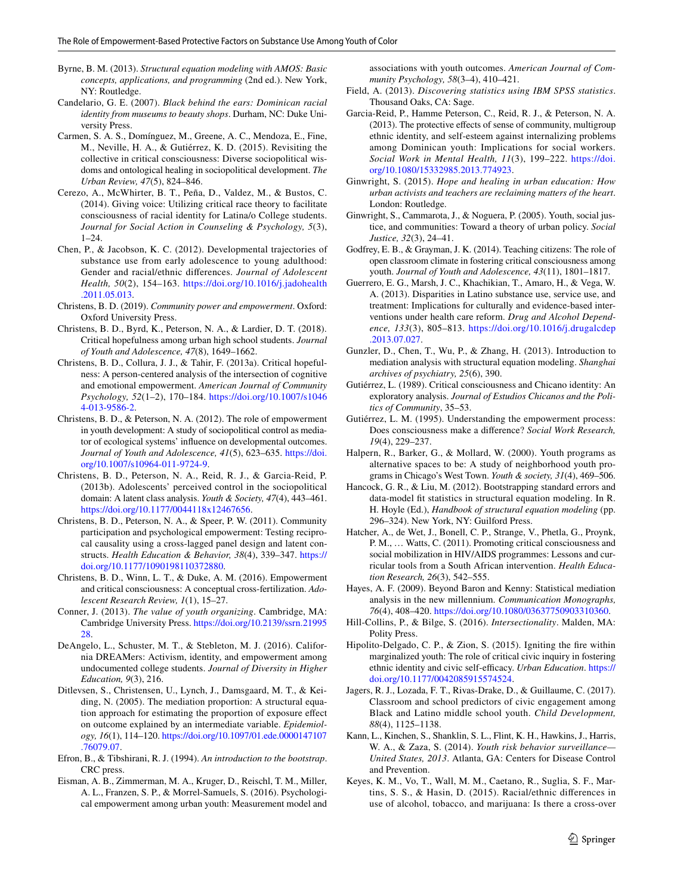Byrne, B. M. (2013). *Structural equation modeling with AMOS: Basic concepts, applications, and programming* (2nd ed.). New York, NY: Routledge.

Candelario, G. E. (2007). *Black behind the ears: Dominican racial identity from museums to beauty shops*. Durham, NC: Duke University Press.

Carmen, S. A. S., Domínguez, M., Greene, A. C., Mendoza, E., Fine, M., Neville, H. A., & Gutiérrez, K. D. (2015). Revisiting the collective in critical consciousness: Diverse sociopolitical wisdoms and ontological healing in sociopolitical development. *The Urban Review, 47*(5), 824–846.

Cerezo, A., McWhirter, B. T., Peña, D., Valdez, M., & Bustos, C. (2014). Giving voice: Utilizing critical race theory to facilitate consciousness of racial identity for Latina/o College students. *Journal for Social Action in Counseling & Psychology, 5*(3), 1–24.

Chen, P., & Jacobson, K. C. (2012). Developmental trajectories of substance use from early adolescence to young adulthood: Gender and racial/ethnic differences. *Journal of Adolescent Health, 50*(2), 154–163. https://doi.org/10.1016/j.jadohealth.2011.05.013.

Christens, B. D. (2019). *Community power and empowerment*. Oxford: Oxford University Press.

Christens, B. D., Byrd, K., Peterson, N. A., & Lardier, D. T. (2018). Critical hopefulness among urban high school students. *Journal of Youth and Adolescence, 47*(8), 1649–1662.

Christens, B. D., Collura, J. J., & Tahir, F. (2013a). Critical hopefulness: A person-centered analysis of the intersection of cognitive and emotional empowerment. *American Journal of Community Psychology, 52*(1–2), 170–184. https://doi.org/10.1007/s10464-013-9586-2.

Christens, B. D., & Peterson, N. A. (2012). The role of empowerment in youth development: A study of sociopolitical control as mediator of ecological systems' influence on developmental outcomes. *Journal of Youth and Adolescence, 41*(5), 623–635. https://doi.org/10.1007/s10964-011-9724-9.

Christens, B. D., Peterson, N. A., Reid, R. J., & Garcia-Reid, P. (2013b). Adolescents' perceived control in the sociopolitical domain: A latent class analysis. *Youth & Society, 47*(4), 443–461. https://doi.org/10.1177/0044118x12467656.

Christens, B. D., Peterson, N. A., & Speer, P. W. (2011). Community participation and psychological empowerment: Testing reciprocal causality using a cross-lagged panel design and latent constructs. *Health Education & Behavior, 38*(4), 339–347. https://doi.org/10.1177/1090198110372880.

Christens, B. D., Winn, L. T., & Duke, A. M. (2016). Empowerment and critical consciousness: A conceptual cross-fertilization. *Adolescent Research Review, 1*(1), 15–27.

Conner, J. (2013). *The value of youth organizing*. Cambridge, MA: Cambridge University Press. https://doi.org/10.2139/ssrn.2199528.

DeAngelo, L., Schuster, M. T., & Stebleton, M. J. (2016). California DREAMers: Activism, identity, and empowerment among undocumented college students. *Journal of Diversity in Higher Education, 9*(3), 216.

Ditlevsen, S., Christensen, U., Lynch, J., Damsgaard, M. T., & Keiding, N. (2005). The mediation proportion: A structural equation approach for estimating the proportion of exposure effect on outcome explained by an intermediate variable. *Epidemiology, 16*(1), 114–120. https://doi.org/10.1097/01.ede.0000147107.76079.07.

Efron, B., & Tibshirani, R. J. (1994). *An introduction to the bootstrap*. CRC press.

Eisman, A. B., Zimmerman, M. A., Kruger, D., Reischl, T. M., Miller, A. L., Franzen, S. P., & Morrel-Samuels, S. (2016). Psychological empowerment among urban youth: Measurement model and associations with youth outcomes. *American Journal of Community Psychology, 58*(3–4), 410–421.

Field, A. (2013). *Discovering statistics using IBM SPSS statistics*. Thousand Oaks, CA: Sage.

Garcia-Reid, P., Hamme Peterson, C., Reid, R. J., & Peterson, N. A. (2013). The protective effects of sense of community, multigroup ethnic identity, and self-esteem against internalizing problems among Dominican youth: Implications for social workers. *Social Work in Mental Health, 11*(3), 199–222. https://doi.org/10.1080/15332985.2013.774923.

Ginwright, S. (2015). *Hope and healing in urban education: How urban activists and teachers are reclaiming matters of the heart*. London: Routledge.

Ginwright, S., Cammarota, J., & Noguera, P. (2005). Youth, social justice, and communities: Toward a theory of urban policy. *Social Justice, 32*(3), 24–41.

Godfrey, E. B., & Grayman, J. K. (2014). Teaching citizens: The role of open classroom climate in fostering critical consciousness among youth. *Journal of Youth and Adolescence, 43*(11), 1801–1817.

Guerrero, E. G., Marsh, J. C., Khachikian, T., Amaro, H., & Vega, W. A. (2013). Disparities in Latino substance use, service use, and treatment: Implications for culturally and evidence-based interventions under health care reform. *Drug and Alcohol Dependence, 133*(3), 805–813. https://doi.org/10.1016/j.drugalcdep.2013.07.027.

Gunzler, D., Chen, T., Wu, P., & Zhang, H. (2013). Introduction to mediation analysis with structural equation modeling. *Shanghai archives of psychiatry, 25*(6), 390.

Gutiérrez, L. (1989). Critical consciousness and Chicano identity: An exploratory analysis. *Journal of Estudios Chicanos and the Politics of Community*, 35–53.

Gutiérrez, L. M. (1995). Understanding the empowerment process: Does consciousness make a difference? *Social Work Research, 19*(4), 229–237.

Halpern, R., Barker, G., & Mollard, W. (2000). Youth programs as alternative spaces to be: A study of neighborhood youth programs in Chicago's West Town. *Youth & society, 31*(4), 469–506.

Hancock, G. R., & Liu, M. (2012). Bootstrapping standard errors and data-model fit statistics in structural equation modeling. In R. H. Hoyle (Ed.), *Handbook of structural equation modeling* (pp. 296–324). New York, NY: Guilford Press.

Hatcher, A., de Wet, J., Bonell, C. P., Strange, V., Phetla, G., Proynk, P. M., … Watts, C. (2011). Promoting critical consciousness and social mobilization in HIV/AIDS programmes: Lessons and curricular tools from a South African intervention. *Health Education Research, 26*(3), 542–555.

Hayes, A. F. (2009). Beyond Baron and Kenny: Statistical mediation analysis in the new millennium. *Communication Monographs, 76*(4), 408–420. https://doi.org/10.1080/03637750903310360.

Hill-Collins, P., & Bilge, S. (2016). *Intersectionality*. Malden, MA: Polity Press.

Hipolito-Delgado, C. P., & Zion, S. (2015). Igniting the fire within marginalized youth: The role of critical civic inquiry in fostering ethnic identity and civic self-efficacy. *Urban Education*. https://doi.org/10.1177/0042085915574524.

Jagers, R. J., Lozada, F. T., Rivas-Drake, D., & Guillaume, C. (2017). Classroom and school predictors of civic engagement among Black and Latino middle school youth. *Child Development, 88*(4), 1125–1138.

Kann, L., Kinchen, S., Shanklin, S. L., Flint, K. H., Hawkins, J., Harris, W. A., & Zaza, S. (2014). *Youth risk behavior surveillance—United States, 2013*. Atlanta, GA: Centers for Disease Control and Prevention.

Keyes, K. M., Vo, T., Wall, M. M., Caetano, R., Suglia, S. F., Martins, S. S., & Hasin, D. (2015). Racial/ethnic differences in use of alcohol, tobacco, and marijuana: Is there a cross-over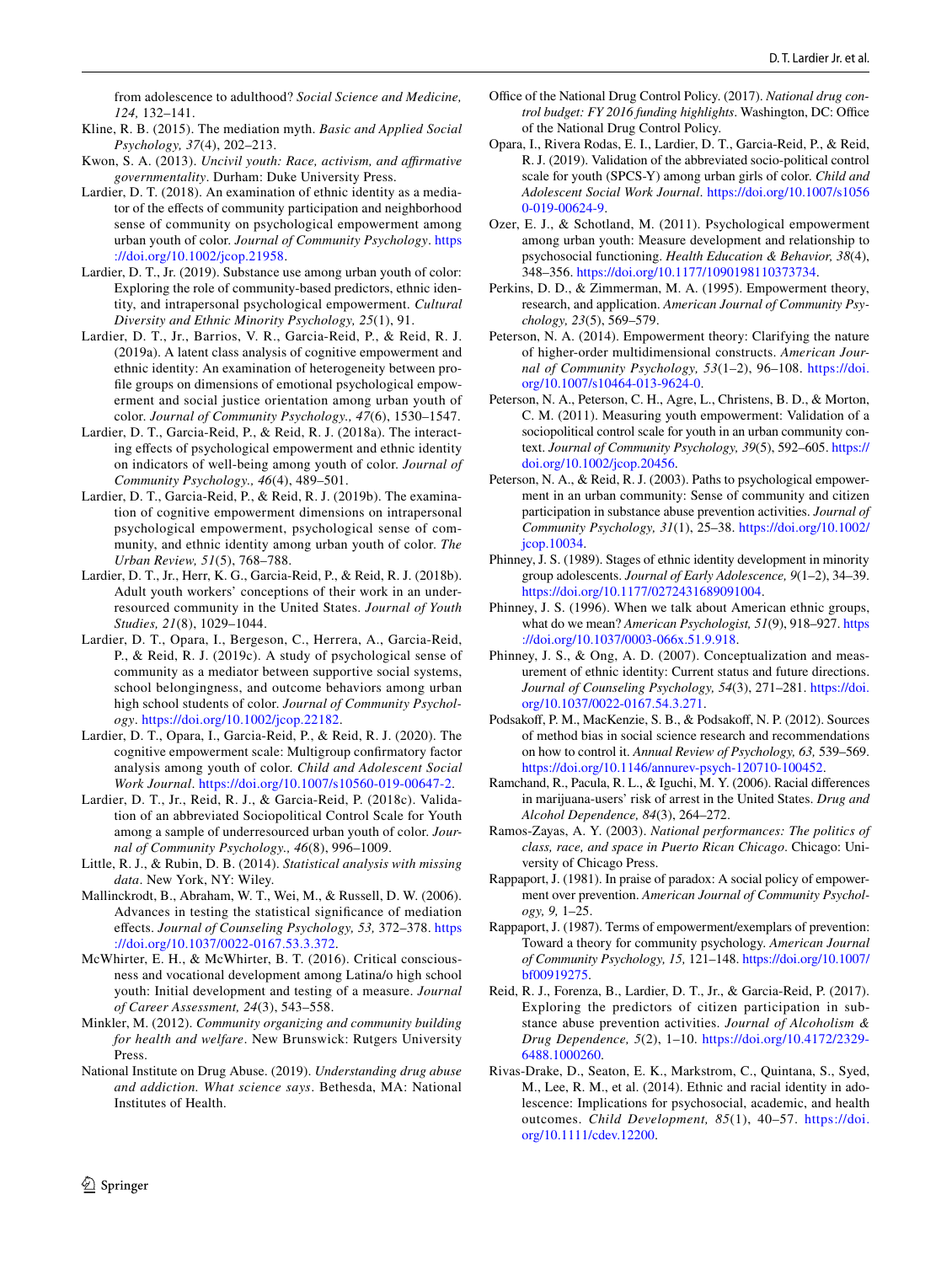from adolescence to adulthood? *Social Science and Medicine, 124,* 132–141.

Kline, R. B. (2015). The mediation myth. *Basic and Applied Social Psychology, 37*(4), 202–213.

Kwon, S. A. (2013). *Uncivil youth: Race, activism, and affirmative governmentality*. Durham: Duke University Press.

Lardier, D. T. (2018). An examination of ethnic identity as a mediator of the effects of community participation and neighborhood sense of community on psychological empowerment among urban youth of color. *Journal of Community Psychology*. https://doi.org/10.1002/jcop.21958.

Lardier, D. T., Jr. (2019). Substance use among urban youth of color: Exploring the role of community-based predictors, ethnic identity, and intrapersonal psychological empowerment. *Cultural Diversity and Ethnic Minority Psychology, 25*(1), 91.

Lardier, D. T., Jr., Barrios, V. R., Garcia-Reid, P., & Reid, R. J. (2019a). A latent class analysis of cognitive empowerment and ethnic identity: An examination of heterogeneity between profile groups on dimensions of emotional psychological empowerment and social justice orientation among urban youth of color. *Journal of Community Psychology., 47*(6), 1530–1547.

Lardier, D. T., Garcia-Reid, P., & Reid, R. J. (2018a). The interacting effects of psychological empowerment and ethnic identity on indicators of well-being among youth of color. *Journal of Community Psychology., 46*(4), 489–501.

Lardier, D. T., Garcia-Reid, P., & Reid, R. J. (2019b). The examination of cognitive empowerment dimensions on intrapersonal psychological empowerment, psychological sense of community, and ethnic identity among urban youth of color. *The Urban Review, 51*(5), 768–788.

Lardier, D. T., Jr., Herr, K. G., Garcia-Reid, P., & Reid, R. J. (2018b). Adult youth workers' conceptions of their work in an under-resourced community in the United States. *Journal of Youth Studies, 21*(8), 1029–1044.

Lardier, D. T., Opara, I., Bergeson, C., Herrera, A., Garcia-Reid, P., & Reid, R. J. (2019c). A study of psychological sense of community as a mediator between supportive social systems, school belongingness, and outcome behaviors among urban high school students of color. *Journal of Community Psychology*. https://doi.org/10.1002/jcop.22182.

Lardier, D. T., Opara, I., Garcia-Reid, P., & Reid, R. J. (2020). The cognitive empowerment scale: Multigroup confirmatory factor analysis among youth of color. *Child and Adolescent Social Work Journal*. https://doi.org/10.1007/s10560-019-00647-2.

Lardier, D. T., Jr., Reid, R. J., & Garcia-Reid, P. (2018c). Validation of an abbreviated Sociopolitical Control Scale for Youth among a sample of underresourced urban youth of color. *Journal of Community Psychology., 46*(8), 996–1009.

Little, R. J., & Rubin, D. B. (2014). *Statistical analysis with missing data*. New York, NY: Wiley.

Mallinckrodt, B., Abraham, W. T., Wei, M., & Russell, D. W. (2006). Advances in testing the statistical significance of mediation effects. *Journal of Counseling Psychology, 53,* 372–378. https://doi.org/10.1037/0022-0167.53.3.372.

McWhirter, E. H., & McWhirter, B. T. (2016). Critical consciousness and vocational development among Latina/o high school youth: Initial development and testing of a measure. *Journal of Career Assessment, 24*(3), 543–558.

Minkler, M. (2012). *Community organizing and community building for health and welfare*. New Brunswick: Rutgers University Press.

National Institute on Drug Abuse. (2019). *Understanding drug abuse and addiction. What science says*. Bethesda, MA: National Institutes of Health.

Office of the National Drug Control Policy. (2017). *National drug control budget: FY 2016 funding highlights*. Washington, DC: Office of the National Drug Control Policy.

Opara, I., Rivera Rodas, E. I., Lardier, D. T., Garcia-Reid, P., & Reid, R. J. (2019). Validation of the abbreviated socio-political control scale for youth (SPCS-Y) among urban girls of color. *Child and Adolescent Social Work Journal*. https://doi.org/10.1007/s10560-019-00624-9.

Ozer, E. J., & Schotland, M. (2011). Psychological empowerment among urban youth: Measure development and relationship to psychosocial functioning. *Health Education & Behavior, 38*(4), 348–356. https://doi.org/10.1177/1090198110373734.

Perkins, D. D., & Zimmerman, M. A. (1995). Empowerment theory, research, and application. *American Journal of Community Psychology, 23*(5), 569–579.

Peterson, N. A. (2014). Empowerment theory: Clarifying the nature of higher-order multidimensional constructs. *American Journal of Community Psychology, 53*(1–2), 96–108. https://doi.org/10.1007/s10464-013-9624-0.

Peterson, N. A., Peterson, C. H., Agre, L., Christens, B. D., & Morton, C. M. (2011). Measuring youth empowerment: Validation of a sociopolitical control scale for youth in an urban community context. *Journal of Community Psychology, 39*(5), 592–605. https://doi.org/10.1002/jcop.20456.

Peterson, N. A., & Reid, R. J. (2003). Paths to psychological empowerment in an urban community: Sense of community and citizen participation in substance abuse prevention activities. *Journal of Community Psychology, 31*(1), 25–38. https://doi.org/10.1002/jcop.10034.

Phinney, J. S. (1989). Stages of ethnic identity development in minority group adolescents. *Journal of Early Adolescence, 9*(1–2), 34–39. https://doi.org/10.1177/0272431689091004.

Phinney, J. S. (1996). When we talk about American ethnic groups, what do we mean? *American Psychologist, 51*(9), 918–927. https://doi.org/10.1037/0003-066x.51.9.918.

Phinney, J. S., & Ong, A. D. (2007). Conceptualization and measurement of ethnic identity: Current status and future directions. *Journal of Counseling Psychology, 54*(3), 271–281. https://doi.org/10.1037/0022-0167.54.3.271.

Podsakoff, P. M., MacKenzie, S. B., & Podsakoff, N. P. (2012). Sources of method bias in social science research and recommendations on how to control it. *Annual Review of Psychology, 63,* 539–569. https://doi.org/10.1146/annurev-psych-120710-100452.

Ramchand, R., Pacula, R. L., & Iguchi, M. Y. (2006). Racial differences in marijuana-users' risk of arrest in the United States. *Drug and Alcohol Dependence, 84*(3), 264–272.

Ramos-Zayas, A. Y. (2003). *National performances: The politics of class, race, and space in Puerto Rican Chicago*. Chicago: University of Chicago Press.

Rappaport, J. (1981). In praise of paradox: A social policy of empowerment over prevention. *American Journal of Community Psychology, 9,* 1–25.

Rappaport, J. (1987). Terms of empowerment/exemplars of prevention: Toward a theory for community psychology. *American Journal of Community Psychology, 15,* 121–148. https://doi.org/10.1007/bf00919275.

Reid, R. J., Forenza, B., Lardier, D. T., Jr., & Garcia-Reid, P. (2017). Exploring the predictors of citizen participation in substance abuse prevention activities. *Journal of Alcoholism & Drug Dependence, 5*(2), 1–10. https://doi.org/10.4172/2329-6488.1000260.

Rivas-Drake, D., Seaton, E. K., Markstrom, C., Quintana, S., Syed, M., Lee, R. M., et al. (2014). Ethnic and racial identity in adolescence: Implications for psychosocial, academic, and health outcomes. *Child Development, 85*(1), 40–57. https://doi.org/10.1111/cdev.12200.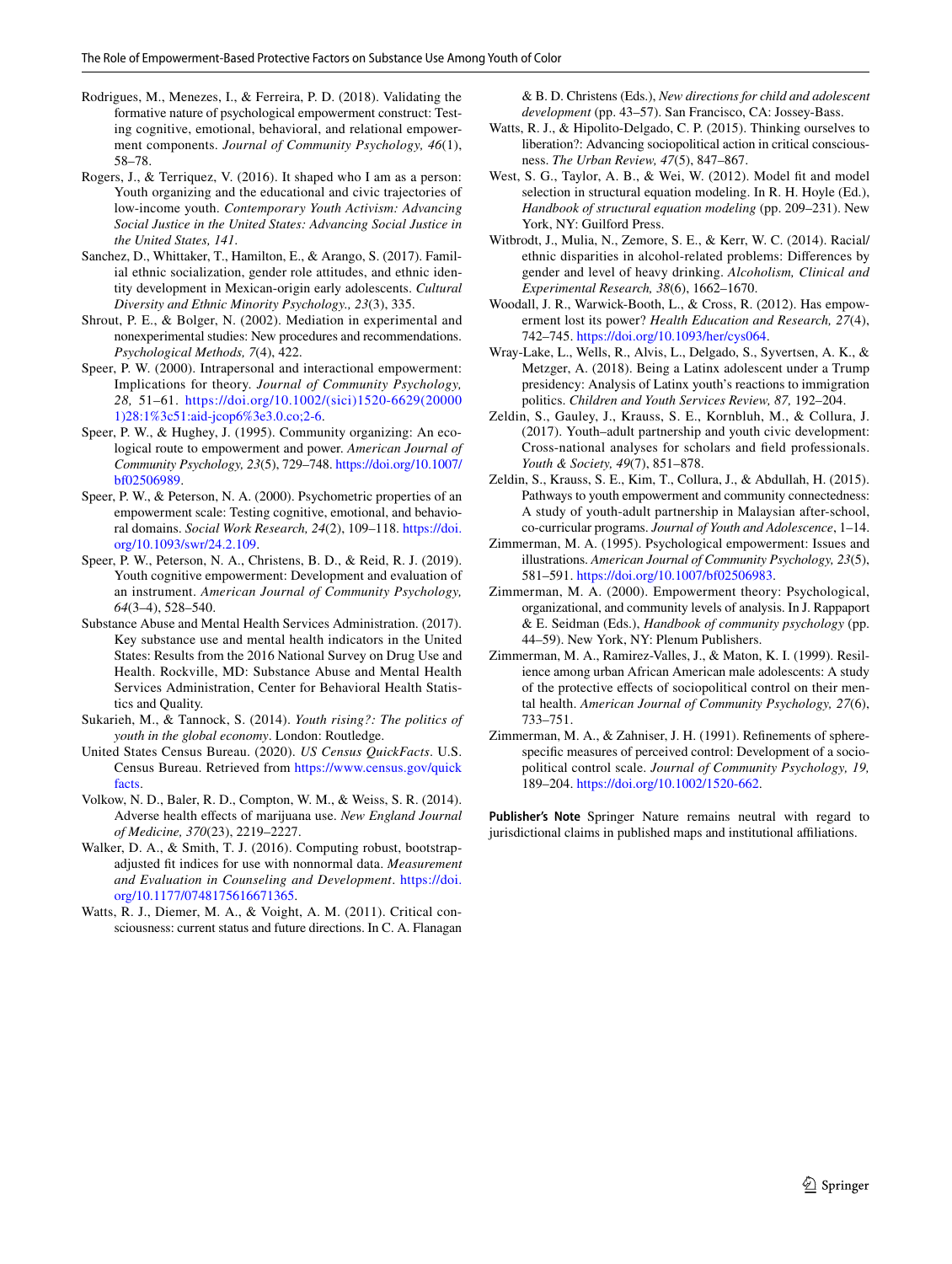Rodrigues, M., Menezes, I., & Ferreira, P. D. (2018). Validating the formative nature of psychological empowerment construct: Testing cognitive, emotional, behavioral, and relational empowerment components. *Journal of Community Psychology, 46*(1), 58–78.

Rogers, J., & Terriquez, V. (2016). It shaped who I am as a person: Youth organizing and the educational and civic trajectories of low-income youth. *Contemporary Youth Activism: Advancing Social Justice in the United States: Advancing Social Justice in the United States, 141*.

Sanchez, D., Whittaker, T., Hamilton, E., & Arango, S. (2017). Familial ethnic socialization, gender role attitudes, and ethnic identity development in Mexican-origin early adolescents. *Cultural Diversity and Ethnic Minority Psychology., 23*(3), 335.

Shrout, P. E., & Bolger, N. (2002). Mediation in experimental and nonexperimental studies: New procedures and recommendations. *Psychological Methods, 7*(4), 422.

Speer, P. W. (2000). Intrapersonal and interactional empowerment: Implications for theory. *Journal of Community Psychology, 28,* 51–61. https://doi.org/10.1002/(sici)1520-6629(200001)28:1%3c51:aid-jcop6%3e3.0.co;2-6.

Speer, P. W., & Hughey, J. (1995). Community organizing: An ecological route to empowerment and power. *American Journal of Community Psychology, 23*(5), 729–748. https://doi.org/10.1007/bf02506989.

Speer, P. W., & Peterson, N. A. (2000). Psychometric properties of an empowerment scale: Testing cognitive, emotional, and behavioral domains. *Social Work Research, 24*(2), 109–118. https://doi.org/10.1093/swr/24.2.109.

Speer, P. W., Peterson, N. A., Christens, B. D., & Reid, R. J. (2019). Youth cognitive empowerment: Development and evaluation of an instrument. *American Journal of Community Psychology, 64*(3–4), 528–540.

Substance Abuse and Mental Health Services Administration. (2017). Key substance use and mental health indicators in the United States: Results from the 2016 National Survey on Drug Use and Health. Rockville, MD: Substance Abuse and Mental Health Services Administration, Center for Behavioral Health Statistics and Quality.

Sukarieh, M., & Tannock, S. (2014). *Youth rising?: The politics of youth in the global economy*. London: Routledge.

United States Census Bureau. (2020). *US Census QuickFacts*. U.S. Census Bureau. Retrieved from https://www.census.gov/quickfacts.

Volkow, N. D., Baler, R. D., Compton, W. M., & Weiss, S. R. (2014). Adverse health effects of marijuana use. *New England Journal of Medicine, 370*(23), 2219–2227.

Walker, D. A., & Smith, T. J. (2016). Computing robust, bootstrap-adjusted fit indices for use with nonnormal data. *Measurement and Evaluation in Counseling and Development*. https://doi.org/10.1177/0748175616671365.

Watts, R. J., Diemer, M. A., & Voight, A. M. (2011). Critical consciousness: current status and future directions. In C. A. Flanagan & B. D. Christens (Eds.), *New directions for child and adolescent development* (pp. 43–57). San Francisco, CA: Jossey-Bass.

Watts, R. J., & Hipolito-Delgado, C. P. (2015). Thinking ourselves to liberation?: Advancing sociopolitical action in critical consciousness. *The Urban Review, 47*(5), 847–867.

West, S. G., Taylor, A. B., & Wei, W. (2012). Model fit and model selection in structural equation modeling. In R. H. Hoyle (Ed.), *Handbook of structural equation modeling* (pp. 209–231). New York, NY: Guilford Press.

Witbrodt, J., Mulia, N., Zemore, S. E., & Kerr, W. C. (2014). Racial/ethnic disparities in alcohol-related problems: Differences by gender and level of heavy drinking. *Alcoholism, Clinical and Experimental Research, 38*(6), 1662–1670.

Woodall, J. R., Warwick-Booth, L., & Cross, R. (2012). Has empowerment lost its power? *Health Education and Research, 27*(4), 742–745. https://doi.org/10.1093/her/cys064.

Wray-Lake, L., Wells, R., Alvis, L., Delgado, S., Syvertsen, A. K., & Metzger, A. (2018). Being a Latinx adolescent under a Trump presidency: Analysis of Latinx youth's reactions to immigration politics. *Children and Youth Services Review, 87,* 192–204.

Zeldin, S., Gauley, J., Krauss, S. E., Kornbluh, M., & Collura, J. (2017). Youth–adult partnership and youth civic development: Cross-national analyses for scholars and field professionals. *Youth & Society, 49*(7), 851–878.

Zeldin, S., Krauss, S. E., Kim, T., Collura, J., & Abdullah, H. (2015). Pathways to youth empowerment and community connectedness: A study of youth-adult partnership in Malaysian after-school, co-curricular programs. *Journal of Youth and Adolescence*, 1–14.

Zimmerman, M. A. (1995). Psychological empowerment: Issues and illustrations. *American Journal of Community Psychology, 23*(5), 581–591. https://doi.org/10.1007/bf02506983.

Zimmerman, M. A. (2000). Empowerment theory: Psychological, organizational, and community levels of analysis. In J. Rappaport & E. Seidman (Eds.), *Handbook of community psychology* (pp. 44–59). New York, NY: Plenum Publishers.

Zimmerman, M. A., Ramirez-Valles, J., & Maton, K. I. (1999). Resilience among urban African American male adolescents: A study of the protective effects of sociopolitical control on their mental health. *American Journal of Community Psychology, 27*(6), 733–751.

Zimmerman, M. A., & Zahniser, J. H. (1991). Refinements of sphere-specific measures of perceived control: Development of a sociopolitical control scale. *Journal of Community Psychology, 19,* 189–204. https://doi.org/10.1002/1520-662.

**Publisher's Note** Springer Nature remains neutral with regard to jurisdictional claims in published maps and institutional affiliations.